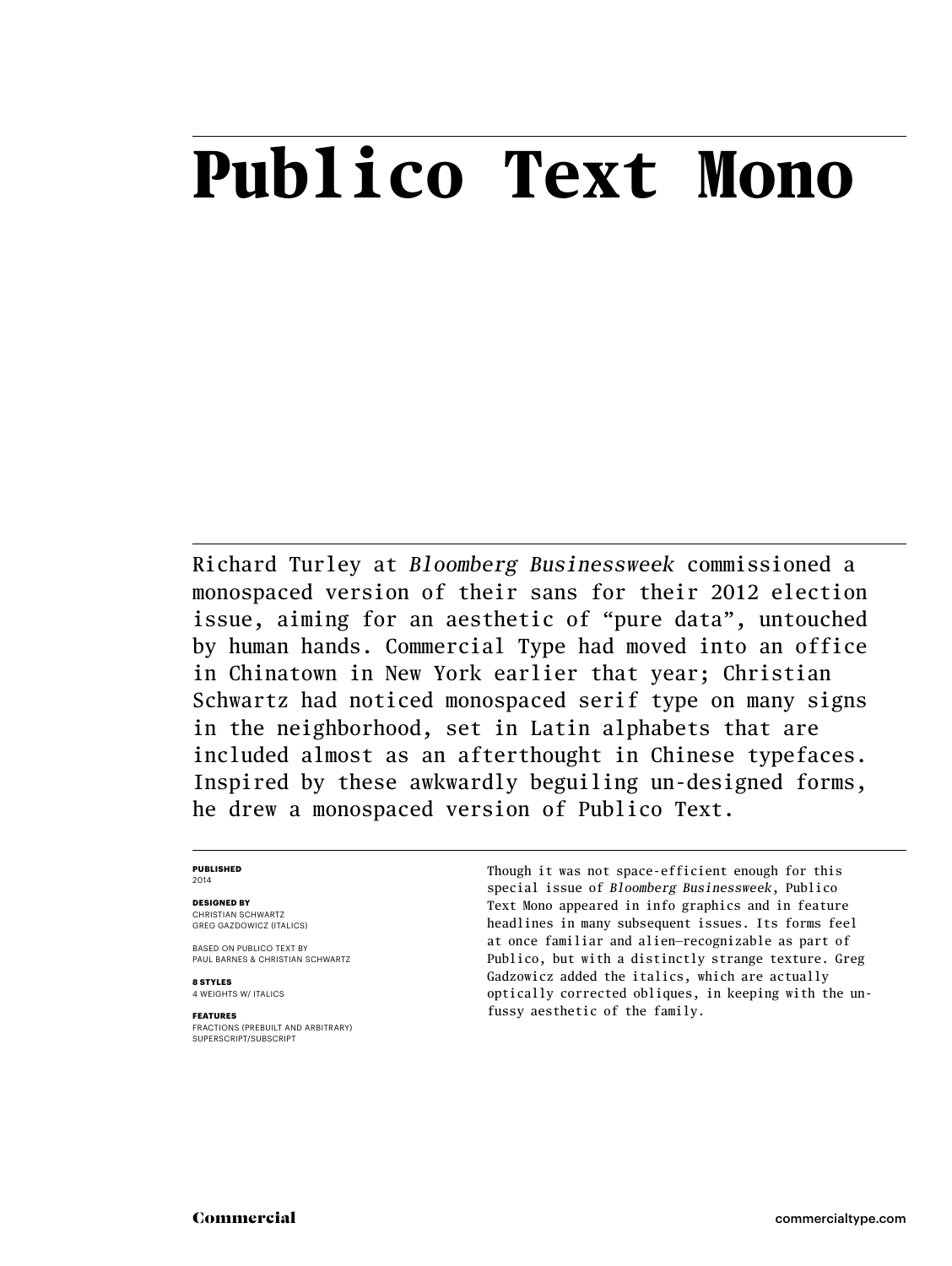# Publico Text Mono

Richard Turley at *Bloomberg Businessweek* commissioned a monospaced version of their sans for their 2012 election issue, aiming for an aesthetic of "pure data", untouched by human hands. Commercial Type had moved into an office in Chinatown in New York earlier that year; Christian Schwartz had noticed monospaced serif type on many signs in the neighborhood, set in Latin alphabets that are included almost as an afterthought in Chinese typefaces. Inspired by these awkwardly beguiling un-designed forms, he drew a monospaced version of Publico Text.

**PUBLISHED**
2014

**DESIGNED BY**
CHRISTIAN SCHWARTZ
GREG GAZDOWICZ (ITALICS)

BASED ON PUBLICO TEXT BY
PAUL BARNES & CHRISTIAN SCHWARTZ

**8 STYLES**
4 WEIGHTS W/ ITALICS

**FEATURES**
FRACTIONS (PREBUILT AND ARBITRARY)
SUPERSCRIPT/SUBSCRIPT

Though it was not space-efficient enough for this special issue of *Bloomberg Businessweek*, Publico Text Mono appeared in info graphics and in feature headlines in many subsequent issues. Its forms feel at once familiar and alien—recognizable as part of Publico, but with a distinctly strange texture. Greg Gadzowicz added the italics, which are actually optically corrected obliques, in keeping with the unfussy aesthetic of the family.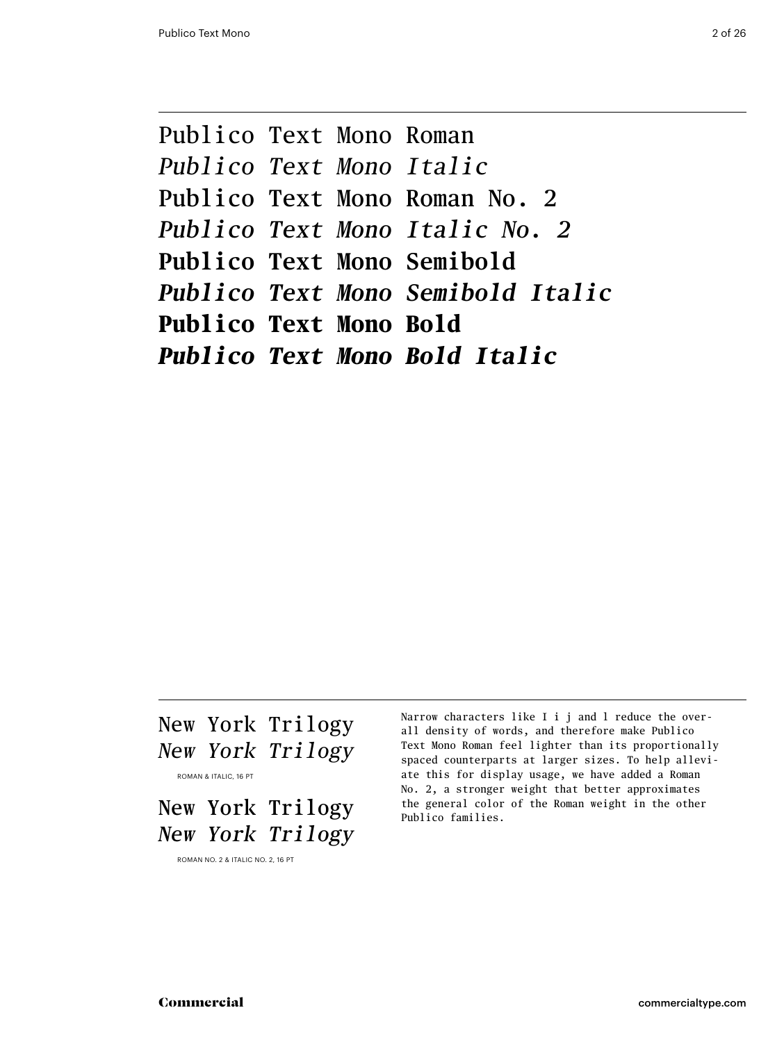Publico Text Mono Roman

*Publico Text Mono Italic*

Publico Text Mono Roman No. 2

*Publico Text Mono Italic No. 2*

**Publico Text Mono Semibold**

***Publico Text Mono Semibold Italic***

**Publico Text Mono Bold**

***Publico Text Mono Bold Italic***

---

New York Trilogy

*New York Trilogy*

ROMAN & ITALIC, 16 PT

New York Trilogy

*New York Trilogy*

ROMAN NO. 2 & ITALIC NO. 2, 16 PT

Narrow characters like I i j and l reduce the overall density of words, and therefore make Publico Text Mono Roman feel lighter than its proportionally spaced counterparts at larger sizes. To help alleviate this for display usage, we have added a Roman No. 2, a stronger weight that better approximates the general color of the Roman weight in the other Publico families.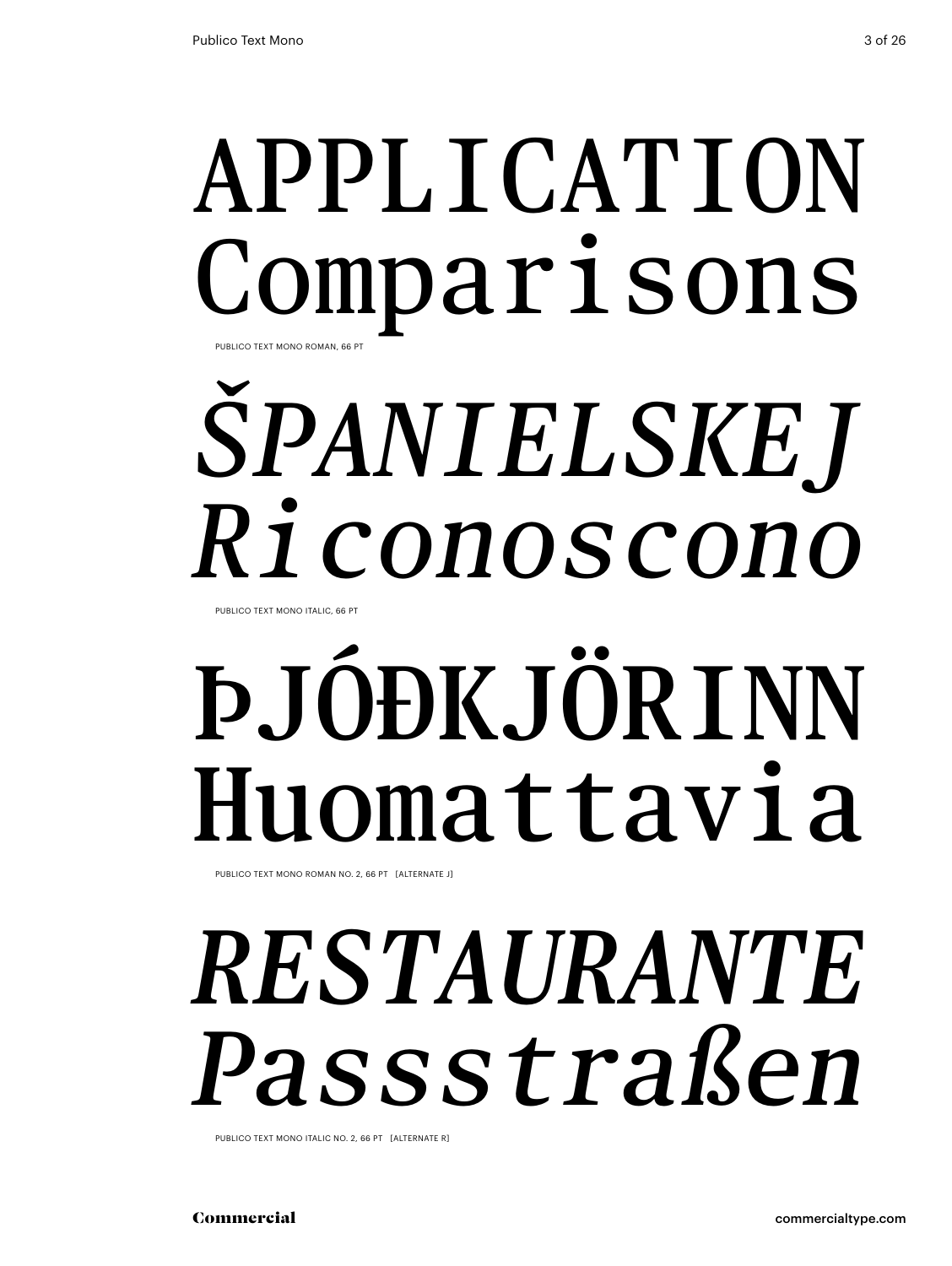APPLICATION
Comparisons

PUBLICO TEXT MONO ROMAN, 66 PT

*ŠPANIELSKEJ*
*Riconoscono*

PUBLICO TEXT MONO ITALIC, 66 PT

ÞJÓÐKJÖRINN
Huomattavia

PUBLICO TEXT MONO ROMAN NO. 2, 66 PT [ALTERNATE J]

*RESTAURANTE*
*Passstraßen*

PUBLICO TEXT MONO ITALIC NO. 2, 66 PT [ALTERNATE R]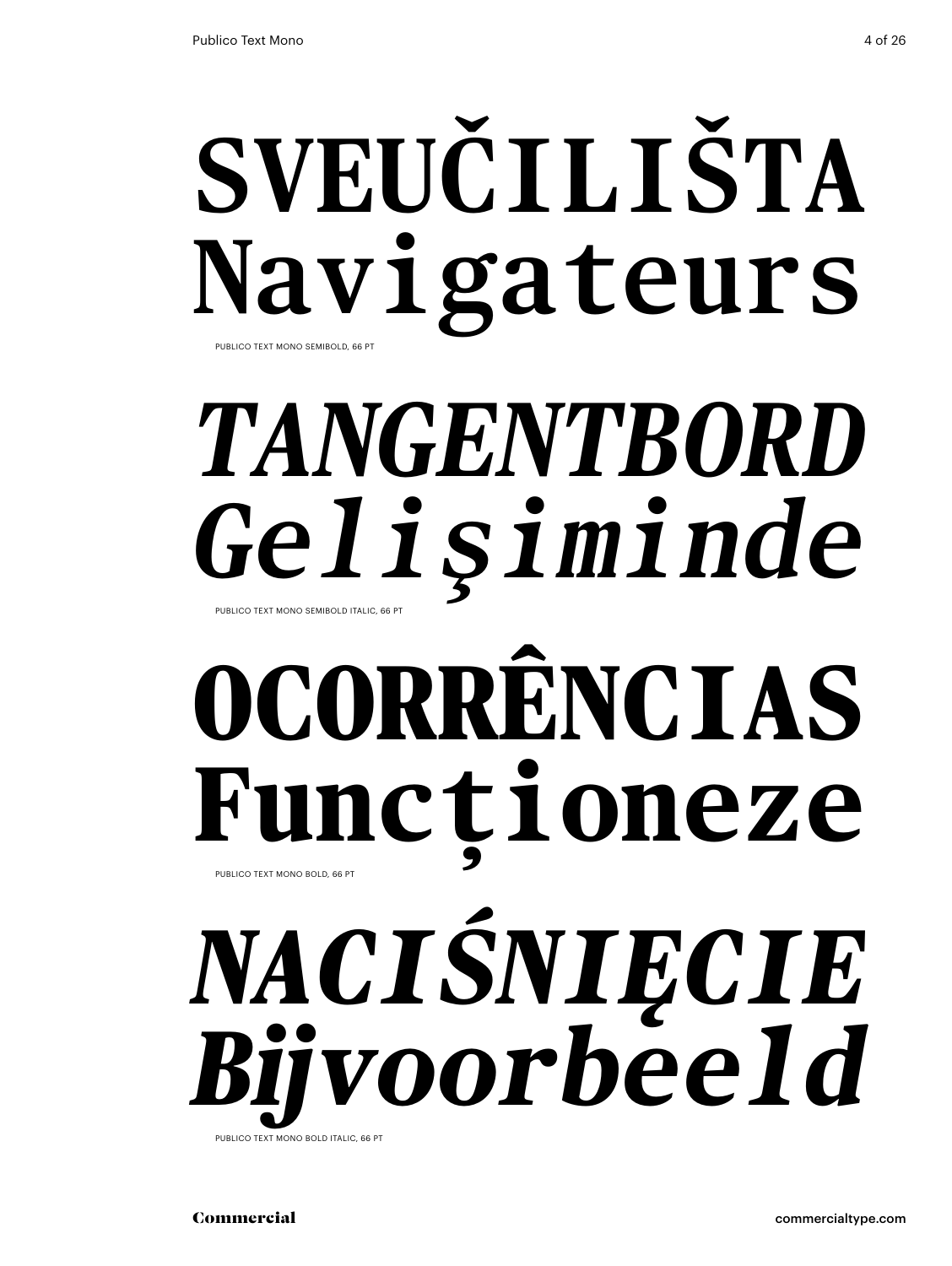SVEUČILIŠTA
Navigateurs

PUBLICO TEXT MONO SEMIBOLD, 66 PT

*TANGENTBORD*
*Gelişiminde*

PUBLICO TEXT MONO SEMIBOLD ITALIC, 66 PT

**OCORRÊNCIAS**
**Funcționeze**

PUBLICO TEXT MONO BOLD, 66 PT

***NACIŚNIĘCIE***
***Bijvoorbeeld***

PUBLICO TEXT MONO BOLD ITALIC, 66 PT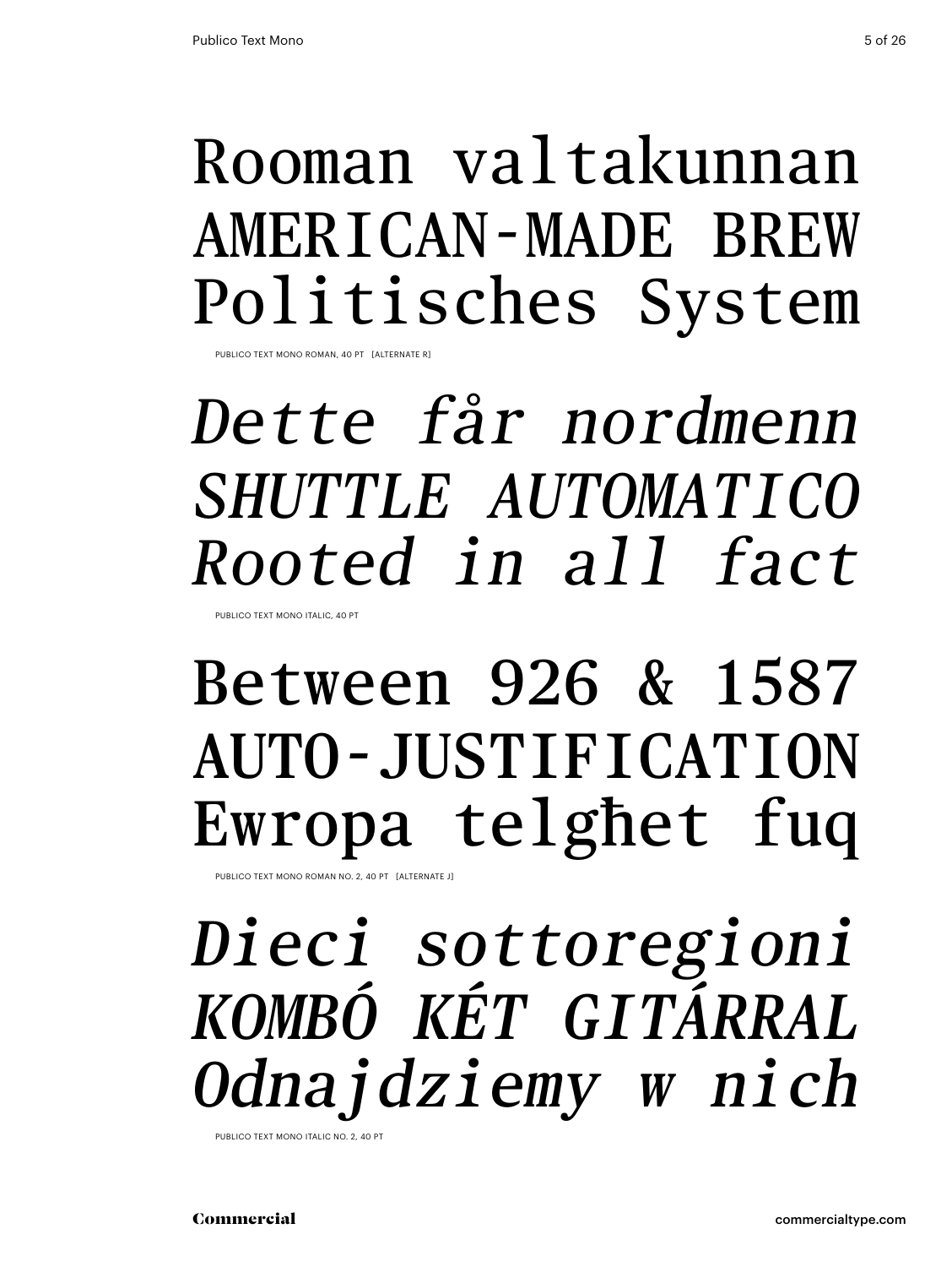Rooman valtakunnan
AMERICAN-MADE BREW
Politisches System

PUBLICO TEXT MONO ROMAN, 40 PT [ALTERNATE R]

*Dette får nordmenn*
*SHUTTLE AUTOMATICO*
*Rooted in all fact*

PUBLICO TEXT MONO ITALIC, 40 PT

Between 926 & 1587
AUTO-JUSTIFICATION
Ewropa telgħet fuq

PUBLICO TEXT MONO ROMAN NO. 2, 40 PT [ALTERNATE J]

*Dieci sottoregioni*
*KOMBÓ KÉT GITÁRRAL*
*Odnajdziemy w nich*

PUBLICO TEXT MONO ITALIC NO. 2, 40 PT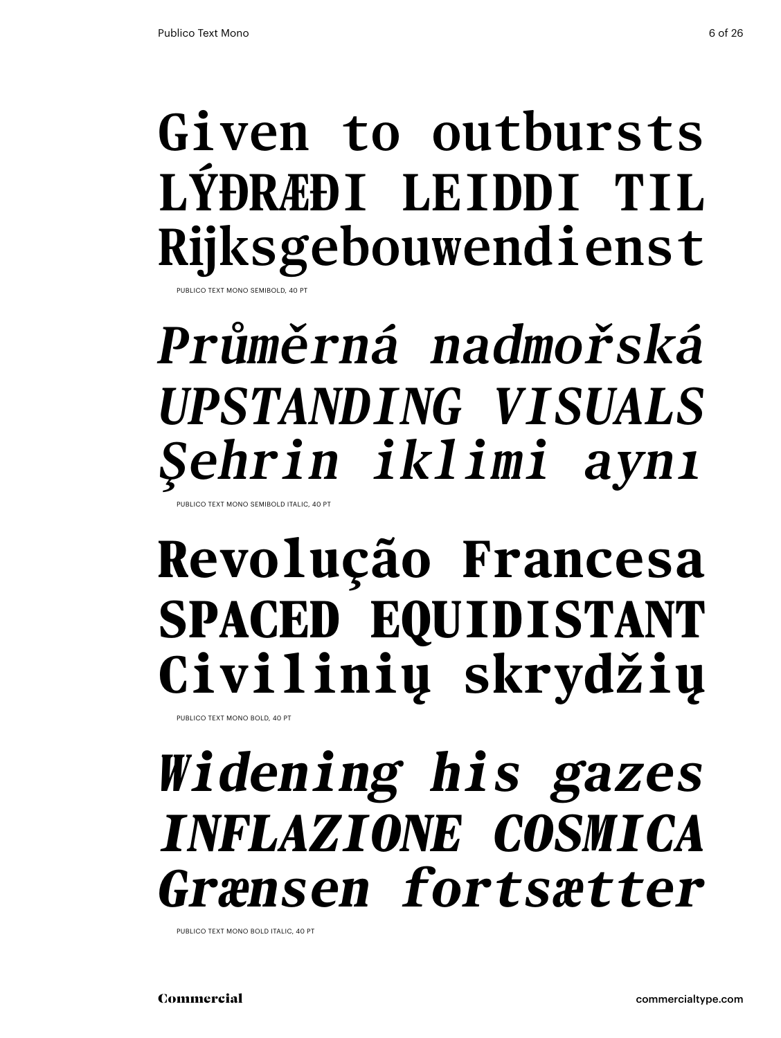**Given to outbursts**
**LÝÐRÆÐI LEIDDI TIL**
**Rijksgebouwendienst**

PUBLICO TEXT MONO SEMIBOLD, 40 PT

***Průměrná nadmořská***
***UPSTANDING VISUALS***
***Şehrin iklimi aynı***

PUBLICO TEXT MONO SEMIBOLD ITALIC, 40 PT

**Revolução Francesa**
**SPACED EQUIDISTANT**
**Civilinių skrydžių**

PUBLICO TEXT MONO BOLD, 40 PT

***Widening his gazes***
***INFLAZIONE COSMICA***
***Grænsen fortsætter***

PUBLICO TEXT MONO BOLD ITALIC, 40 PT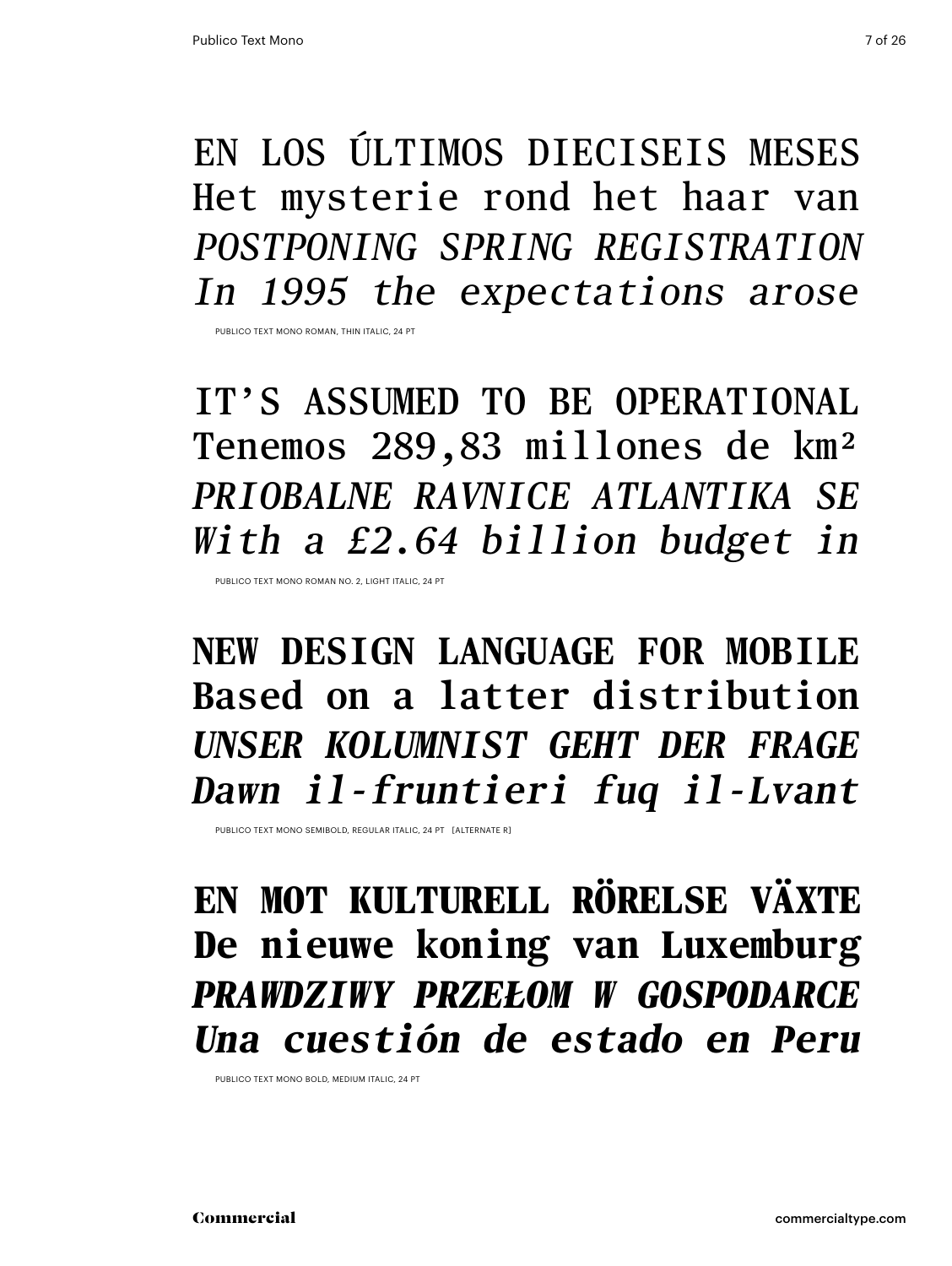EN LOS ÚLTIMOS DIECISEIS MESES
Het mysterie rond het haar van
*POSTPONING SPRING REGISTRATION*
*In 1995 the expectations arose*

PUBLICO TEXT MONO ROMAN, THIN ITALIC, 24 PT

IT'S ASSUMED TO BE OPERATIONAL
Tenemos 289,83 millones de km²
*PRIOBALNE RAVNICE ATLANTIKA SE*
*With a £2.64 billion budget in*

PUBLICO TEXT MONO ROMAN NO. 2, LIGHT ITALIC, 24 PT

**NEW DESIGN LANGUAGE FOR MOBILE**
**Based on a latter distribution**
***UNSER KOLUMNIST GEHT DER FRAGE***
***Dawn il-fruntieri fuq il-Lvant***

PUBLICO TEXT MONO SEMIBOLD, REGULAR ITALIC, 24 PT [ALTERNATE R]

**EN MOT KULTURELL RÖRELSE VÄXTE**
**De nieuwe koning van Luxemburg**
***PRAWDZIWY PRZEŁOM W GOSPODARCE***
***Una cuestión de estado en Peru***

PUBLICO TEXT MONO BOLD, MEDIUM ITALIC, 24 PT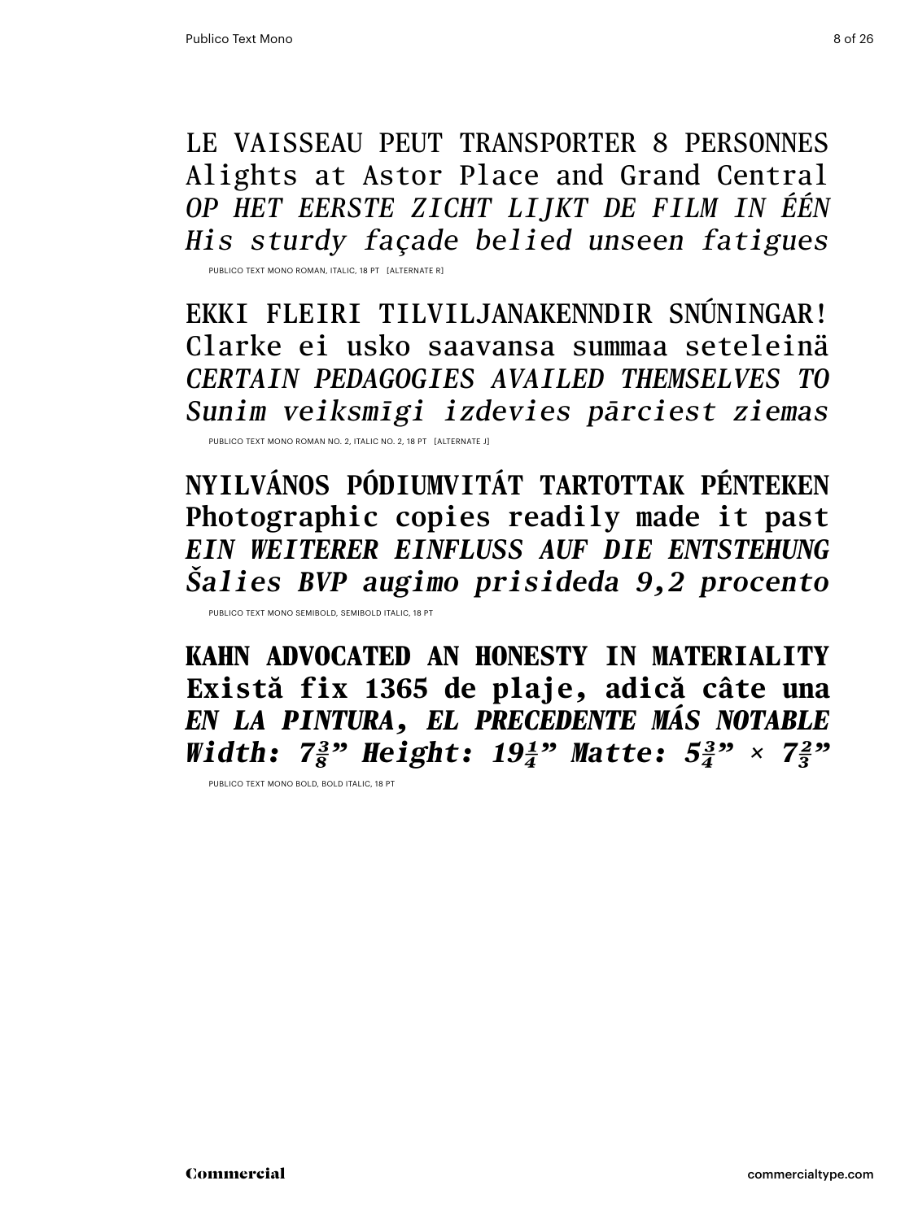LE VAISSEAU PEUT TRANSPORTER 8 PERSONNES
Alights at Astor Place and Grand Central
*OP HET EERSTE ZICHT LIJKT DE FILM IN ÉÉN*
*His sturdy façade belied unseen fatigues*

PUBLICO TEXT MONO ROMAN, ITALIC, 18 PT [ALTERNATE R]

EKKI FLEIRI TILVILJANAKENNDIR SNÚNINGAR!
Clarke ei usko saavansa summaa seteleinä
*CERTAIN PEDAGOGIES AVAILED THEMSELVES TO*
*Sunim veiksmīgi izdevies pārciest ziemas*

PUBLICO TEXT MONO ROMAN NO. 2, ITALIC NO. 2, 18 PT [ALTERNATE J]

**NYILVÁNOS PÓDIUMVITÁT TARTOTTAK PÉNTEKEN**
**Photographic copies readily made it past**
***EIN WEITERER EINFLUSS AUF DIE ENTSTEHUNG***
***Šalies BVP augimo prisideda 9,2 procento***

PUBLICO TEXT MONO SEMIBOLD, SEMIBOLD ITALIC, 18 PT

**KAHN ADVOCATED AN HONESTY IN MATERIALITY**
**Există fix 1365 de plaje, adică câte una**
***EN LA PINTURA, EL PRECEDENTE MÁS NOTABLE***
***Width: 7⅜” Height: 19¼” Matte: 5¾” × 7⅔”***

PUBLICO TEXT MONO BOLD, BOLD ITALIC, 18 PT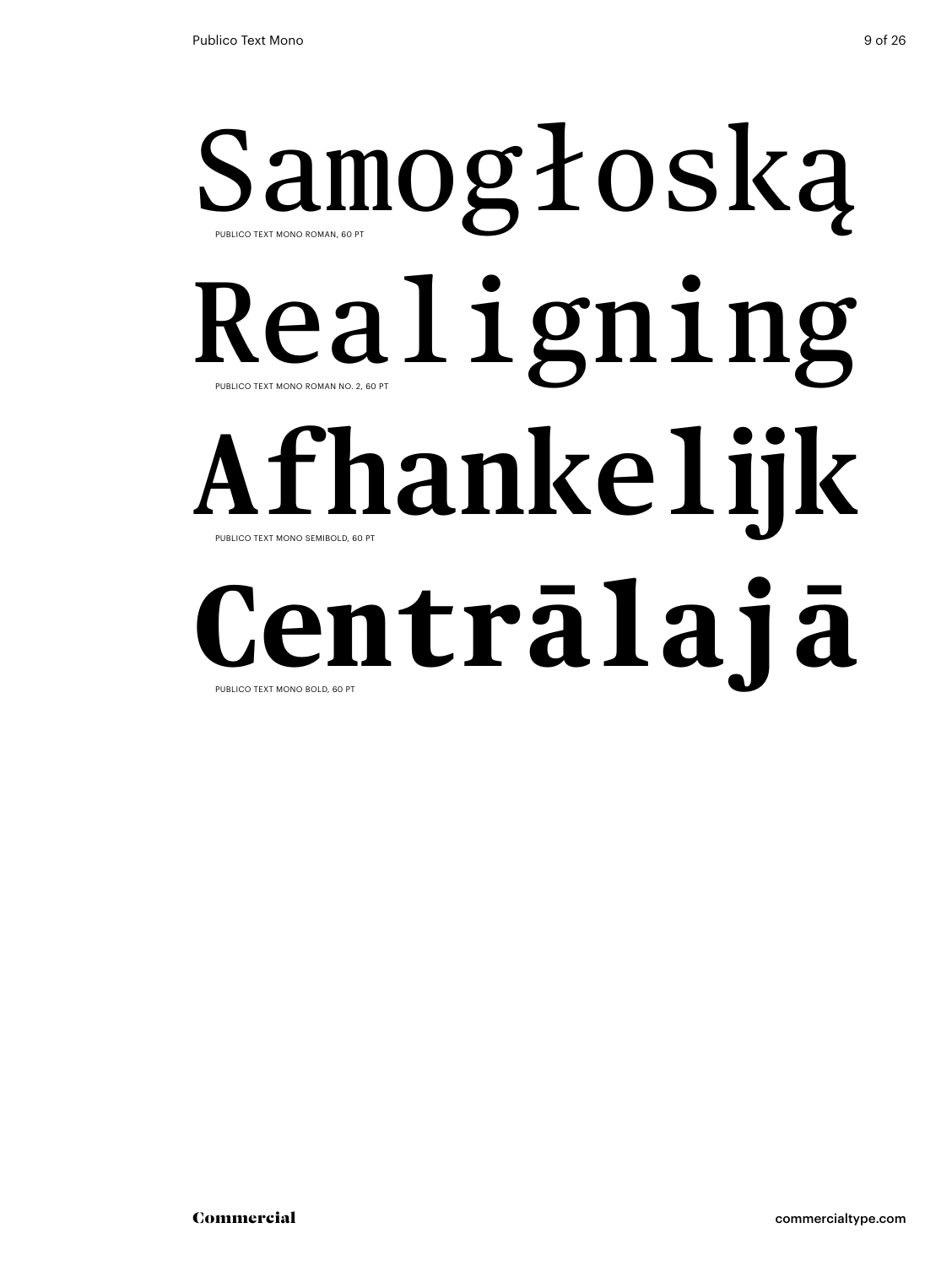Samogłoską

PUBLICO TEXT MONO ROMAN, 60 PT

Realigning

PUBLICO TEXT MONO ROMAN NO. 2, 60 PT

Afhankelijk

PUBLICO TEXT MONO SEMIBOLD, 60 PT

**Centrālajā**

PUBLICO TEXT MONO BOLD, 60 PT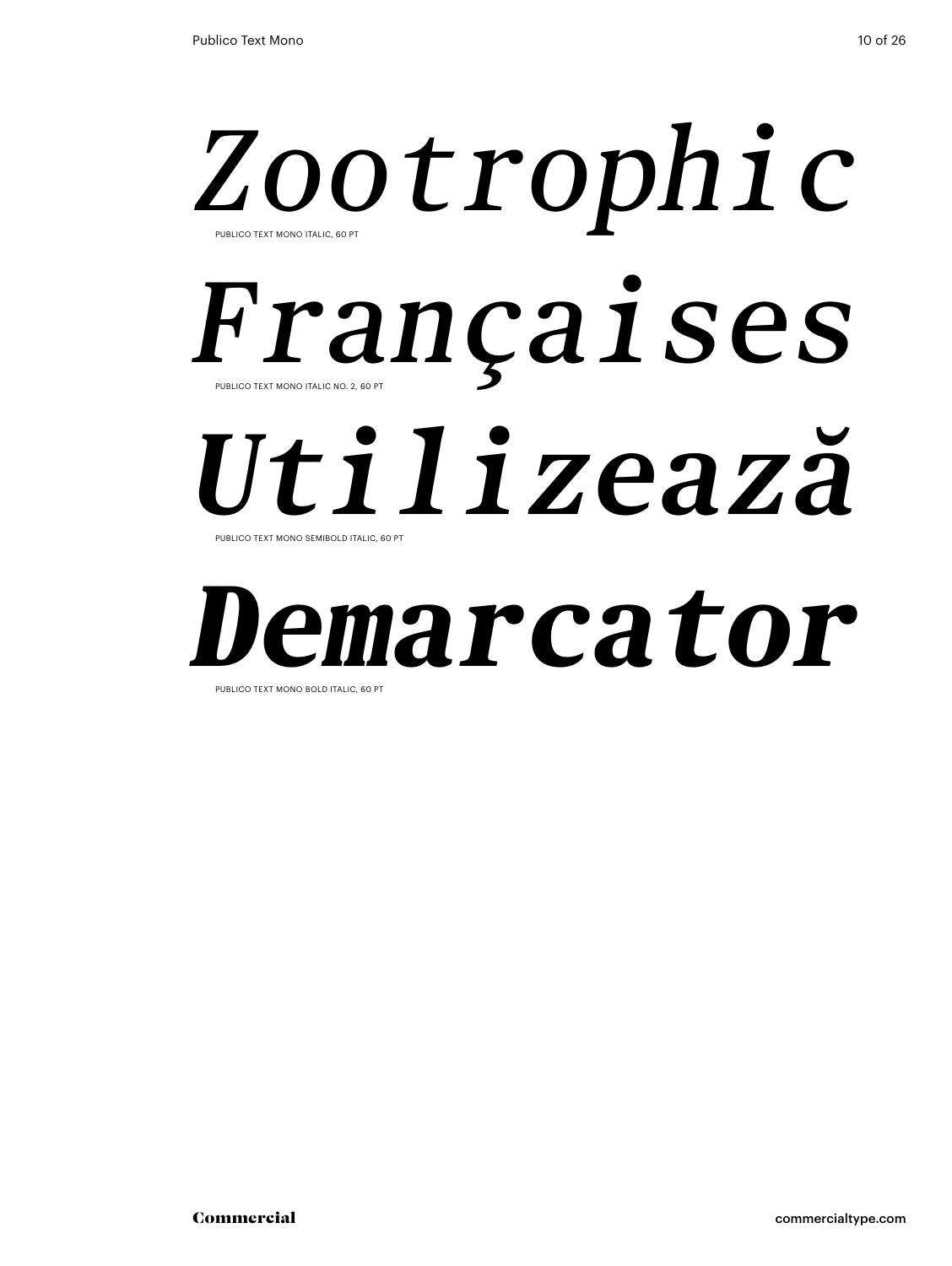*Zootrophic*

PUBLICO TEXT MONO ITALIC, 60 PT

*Françaises*

PUBLICO TEXT MONO ITALIC NO. 2, 60 PT

***Utilizează***

PUBLICO TEXT MONO SEMIBOLD ITALIC, 60 PT

***Demarcator***

PUBLICO TEXT MONO BOLD ITALIC, 60 PT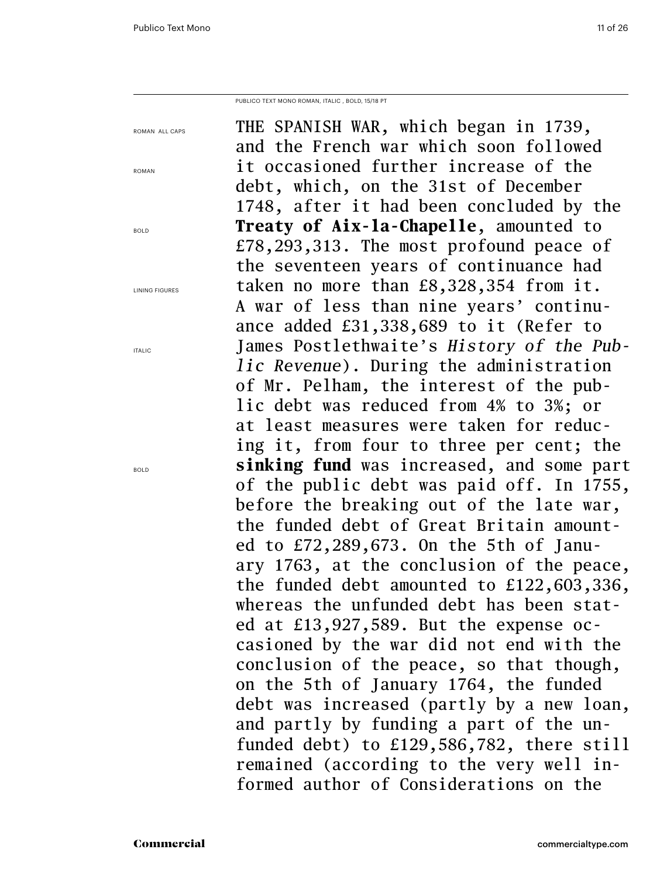PUBLICO TEXT MONO ROMAN, ITALIC , BOLD, 15/18 PT

ROMAN ALL CAPS

ROMAN

BOLD

LINING FIGURES

ITALIC

BOLD

THE SPANISH WAR, which began in 1739, and the French war which soon followed it occasioned further increase of the debt, which, on the 31st of December 1748, after it had been concluded by the **Treaty of Aix-la-Chapelle**, amounted to £78,293,313. The most profound peace of the seventeen years of continuance had taken no more than £8,328,354 from it. A war of less than nine years' continuance added £31,338,689 to it (Refer to James Postlethwaite's *History of the Public Revenue*). During the administration of Mr. Pelham, the interest of the public debt was reduced from 4% to 3%; or at least measures were taken for reducing it, from four to three per cent; the **sinking fund** was increased, and some part of the public debt was paid off. In 1755, before the breaking out of the late war, the funded debt of Great Britain amounted to £72,289,673. On the 5th of January 1763, at the conclusion of the peace, the funded debt amounted to £122,603,336, whereas the unfunded debt has been stated at £13,927,589. But the expense occasioned by the war did not end with the conclusion of the peace, so that though, on the 5th of January 1764, the funded debt was increased (partly by a new loan, and partly by funding a part of the unfunded debt) to £129,586,782, there still remained (according to the very well informed author of Considerations on the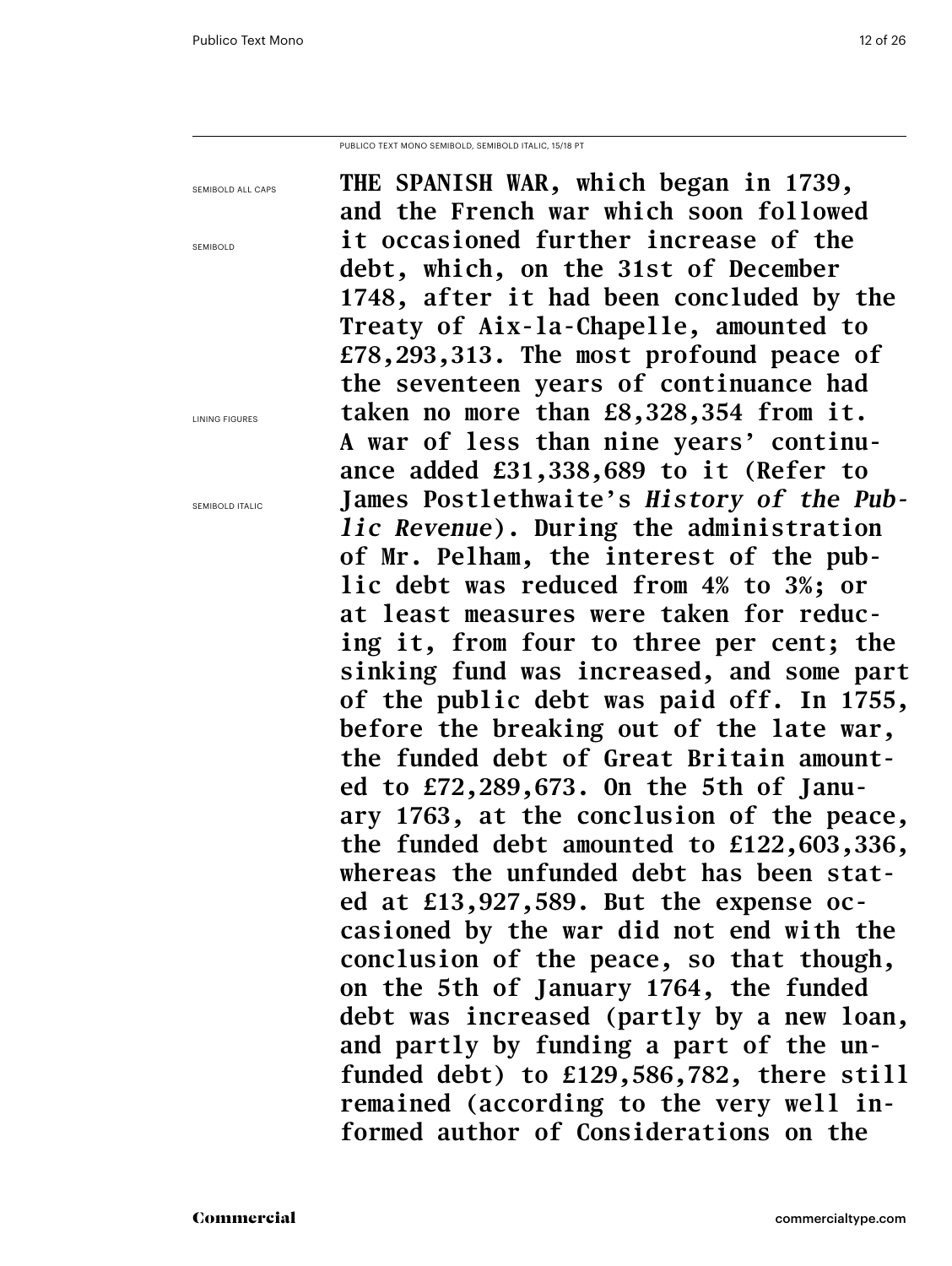PUBLICO TEXT MONO SEMIBOLD, SEMIBOLD ITALIC, 15/18 PT

SEMIBOLD ALL CAPS

SEMIBOLD

LINING FIGURES

SEMIBOLD ITALIC

**THE SPANISH WAR, which began in 1739, and the French war which soon followed it occasioned further increase of the debt, which, on the 31st of December 1748, after it had been concluded by the Treaty of Aix-la-Chapelle, amounted to £78,293,313. The most profound peace of the seventeen years of continuance had taken no more than £8,328,354 from it. A war of less than nine years' continuance added £31,338,689 to it (Refer to James Postlethwaite's *History of the Public Revenue*). During the administration of Mr. Pelham, the interest of the public debt was reduced from 4% to 3%; or at least measures were taken for reducing it, from four to three per cent; the sinking fund was increased, and some part of the public debt was paid off. In 1755, before the breaking out of the late war, the funded debt of Great Britain amounted to £72,289,673. On the 5th of January 1763, at the conclusion of the peace, the funded debt amounted to £122,603,336, whereas the unfunded debt has been stated at £13,927,589. But the expense occasioned by the war did not end with the conclusion of the peace, so that though, on the 5th of January 1764, the funded debt was increased (partly by a new loan, and partly by funding a part of the unfunded debt) to £129,586,782, there still remained (according to the very well informed author of Considerations on the**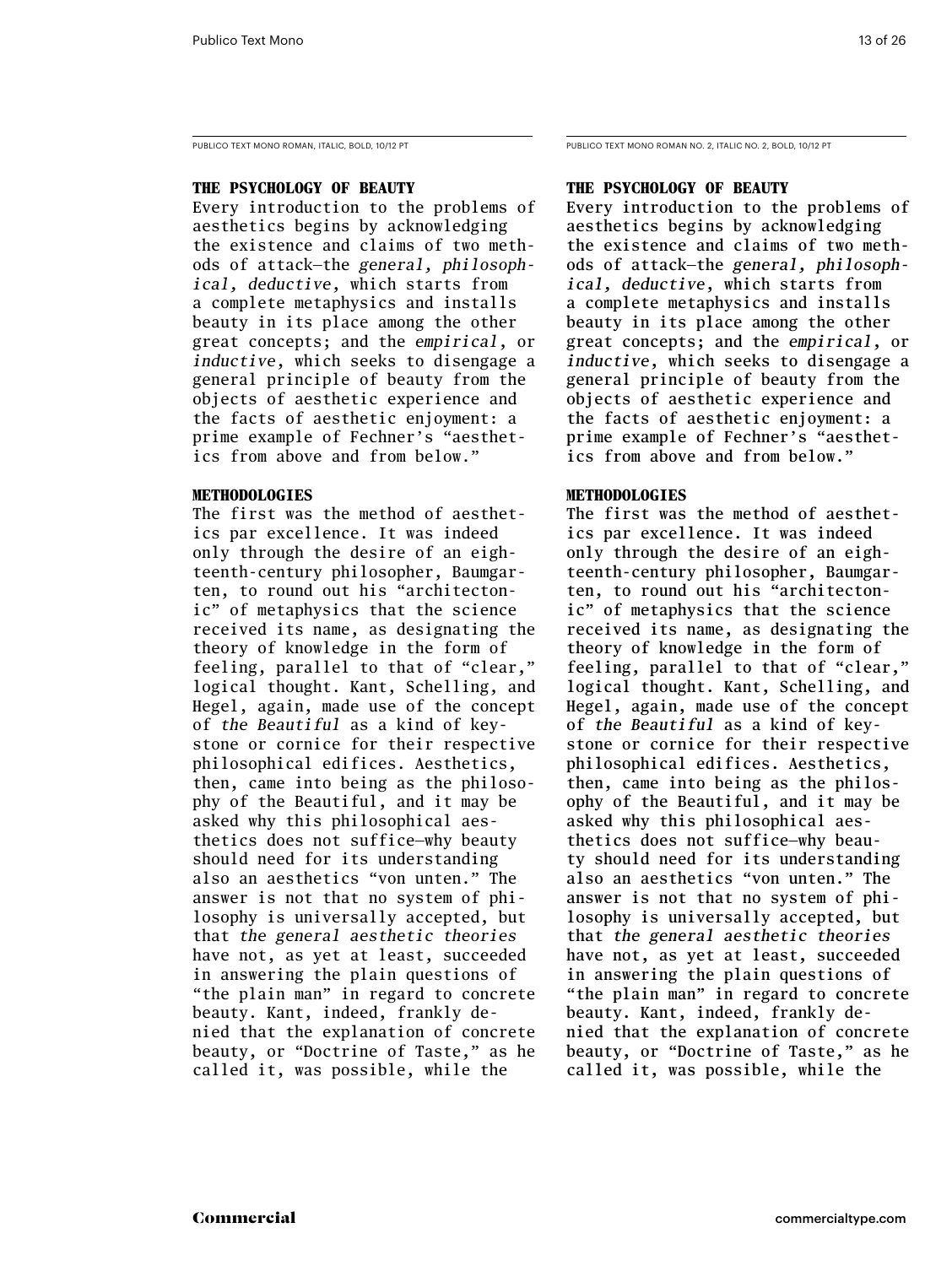PUBLICO TEXT MONO ROMAN, ITALIC, BOLD, 10/12 PT

**THE PSYCHOLOGY OF BEAUTY**

Every introduction to the problems of aesthetics begins by acknowledging the existence and claims of two methods of attack—the *general, philosophical, deductive*, which starts from a complete metaphysics and installs beauty in its place among the other great concepts; and the *empirical*, or *inductive*, which seeks to disengage a general principle of beauty from the objects of aesthetic experience and the facts of aesthetic enjoyment: a prime example of Fechner's "aesthetics from above and from below."

**METHODOLOGIES**

The first was the method of aesthetics par excellence. It was indeed only through the desire of an eighteenth-century philosopher, Baumgarten, to round out his "architectonic" of metaphysics that the science received its name, as designating the theory of knowledge in the form of feeling, parallel to that of "clear," logical thought. Kant, Schelling, and Hegel, again, made use of the concept of *the Beautiful* as a kind of keystone or cornice for their respective philosophical edifices. Aesthetics, then, came into being as the philosophy of the Beautiful, and it may be asked why this philosophical aesthetics does not suffice—why beauty should need for its understanding also an aesthetics "von unten." The answer is not that no system of philosophy is universally accepted, but that *the general aesthetic theories* have not, as yet at least, succeeded in answering the plain questions of "the plain man" in regard to concrete beauty. Kant, indeed, frankly denied that the explanation of concrete beauty, or "Doctrine of Taste," as he called it, was possible, while the

PUBLICO TEXT MONO ROMAN NO. 2, ITALIC NO. 2, BOLD, 10/12 PT

**THE PSYCHOLOGY OF BEAUTY**

Every introduction to the problems of aesthetics begins by acknowledging the existence and claims of two methods of attack—the *general, philosophical, deductive*, which starts from a complete metaphysics and installs beauty in its place among the other great concepts; and the *empirical*, or *inductive*, which seeks to disengage a general principle of beauty from the objects of aesthetic experience and the facts of aesthetic enjoyment: a prime example of Fechner's "aesthetics from above and from below."

**METHODOLOGIES**

The first was the method of aesthetics par excellence. It was indeed only through the desire of an eighteenth-century philosopher, Baumgarten, to round out his "architectonic" of metaphysics that the science received its name, as designating the theory of knowledge in the form of feeling, parallel to that of "clear," logical thought. Kant, Schelling, and Hegel, again, made use of the concept of *the Beautiful* as a kind of keystone or cornice for their respective philosophical edifices. Aesthetics, then, came into being as the philosophy of the Beautiful, and it may be asked why this philosophical aesthetics does not suffice—why beauty should need for its understanding also an aesthetics "von unten." The answer is not that no system of philosophy is universally accepted, but that *the general aesthetic theories* have not, as yet at least, succeeded in answering the plain questions of "the plain man" in regard to concrete beauty. Kant, indeed, frankly denied that the explanation of concrete beauty, or "Doctrine of Taste," as he called it, was possible, while the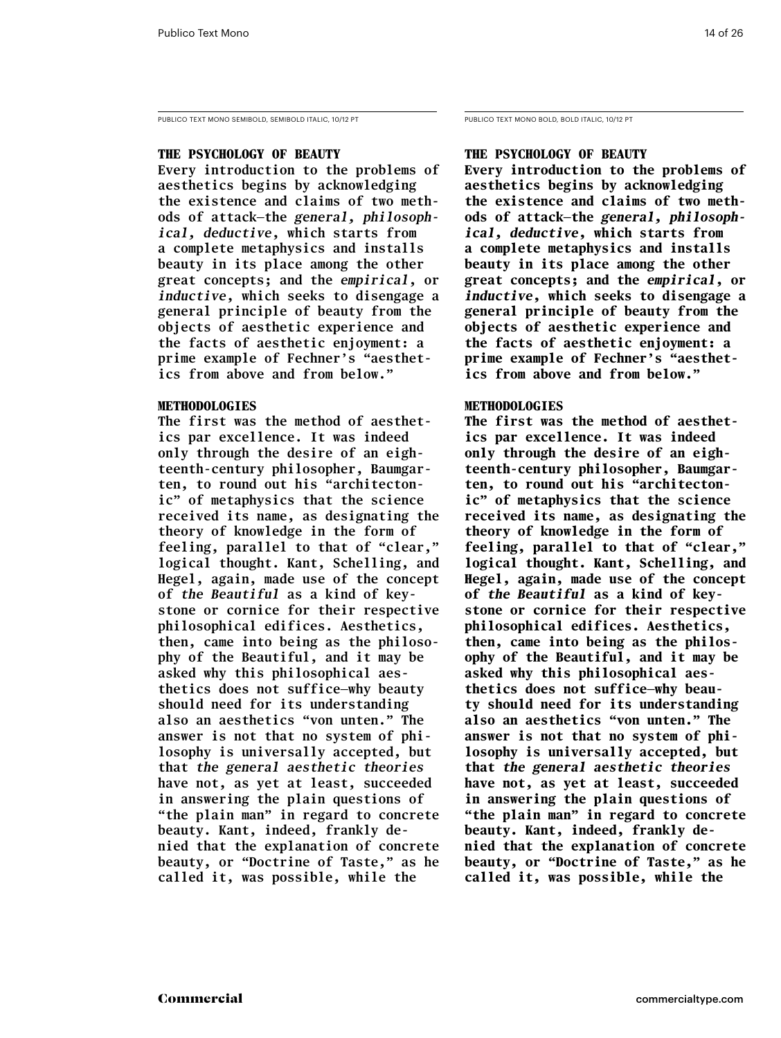PUBLICO TEXT MONO SEMIBOLD, SEMIBOLD ITALIC, 10/12 PT

**THE PSYCHOLOGY OF BEAUTY**

**Every introduction to the problems of aesthetics begins by acknowledging the existence and claims of two methods of attack—the *general, philosophical, deductive*, which starts from a complete metaphysics and installs beauty in its place among the other great concepts; and the *empirical*, or *inductive*, which seeks to disengage a general principle of beauty from the objects of aesthetic experience and the facts of aesthetic enjoyment: a prime example of Fechner's "aesthetics from above and from below."**

**METHODOLOGIES**

**The first was the method of aesthetics par excellence. It was indeed only through the desire of an eighteenth-century philosopher, Baumgarten, to round out his "architectonic" of metaphysics that the science received its name, as designating the theory of knowledge in the form of feeling, parallel to that of "clear," logical thought. Kant, Schelling, and Hegel, again, made use of the concept of *the Beautiful* as a kind of keystone or cornice for their respective philosophical edifices. Aesthetics, then, came into being as the philosophy of the Beautiful, and it may be asked why this philosophical aesthetics does not suffice—why beauty should need for its understanding also an aesthetics "von unten." The answer is not that no system of philosophy is universally accepted, but that *the general aesthetic theories* have not, as yet at least, succeeded in answering the plain questions of "the plain man" in regard to concrete beauty. Kant, indeed, frankly denied that the explanation of concrete beauty, or "Doctrine of Taste," as he called it, was possible, while the**

PUBLICO TEXT MONO BOLD, BOLD ITALIC, 10/12 PT

**THE PSYCHOLOGY OF BEAUTY**

**Every introduction to the problems of aesthetics begins by acknowledging the existence and claims of two methods of attack—the *general, philosophical, deductive*, which starts from a complete metaphysics and installs beauty in its place among the other great concepts; and the *empirical*, or *inductive*, which seeks to disengage a general principle of beauty from the objects of aesthetic experience and the facts of aesthetic enjoyment: a prime example of Fechner's "aesthetics from above and from below."**

**METHODOLOGIES**

**The first was the method of aesthetics par excellence. It was indeed only through the desire of an eighteenth-century philosopher, Baumgarten, to round out his "architectonic" of metaphysics that the science received its name, as designating the theory of knowledge in the form of feeling, parallel to that of "clear," logical thought. Kant, Schelling, and Hegel, again, made use of the concept of *the Beautiful* as a kind of keystone or cornice for their respective philosophical edifices. Aesthetics, then, came into being as the philosophy of the Beautiful, and it may be asked why this philosophical aesthetics does not suffice—why beauty should need for its understanding also an aesthetics "von unten." The answer is not that no system of philosophy is universally accepted, but that *the general aesthetic theories* have not, as yet at least, succeeded in answering the plain questions of "the plain man" in regard to concrete beauty. Kant, indeed, frankly denied that the explanation of concrete beauty, or "Doctrine of Taste," as he called it, was possible, while the**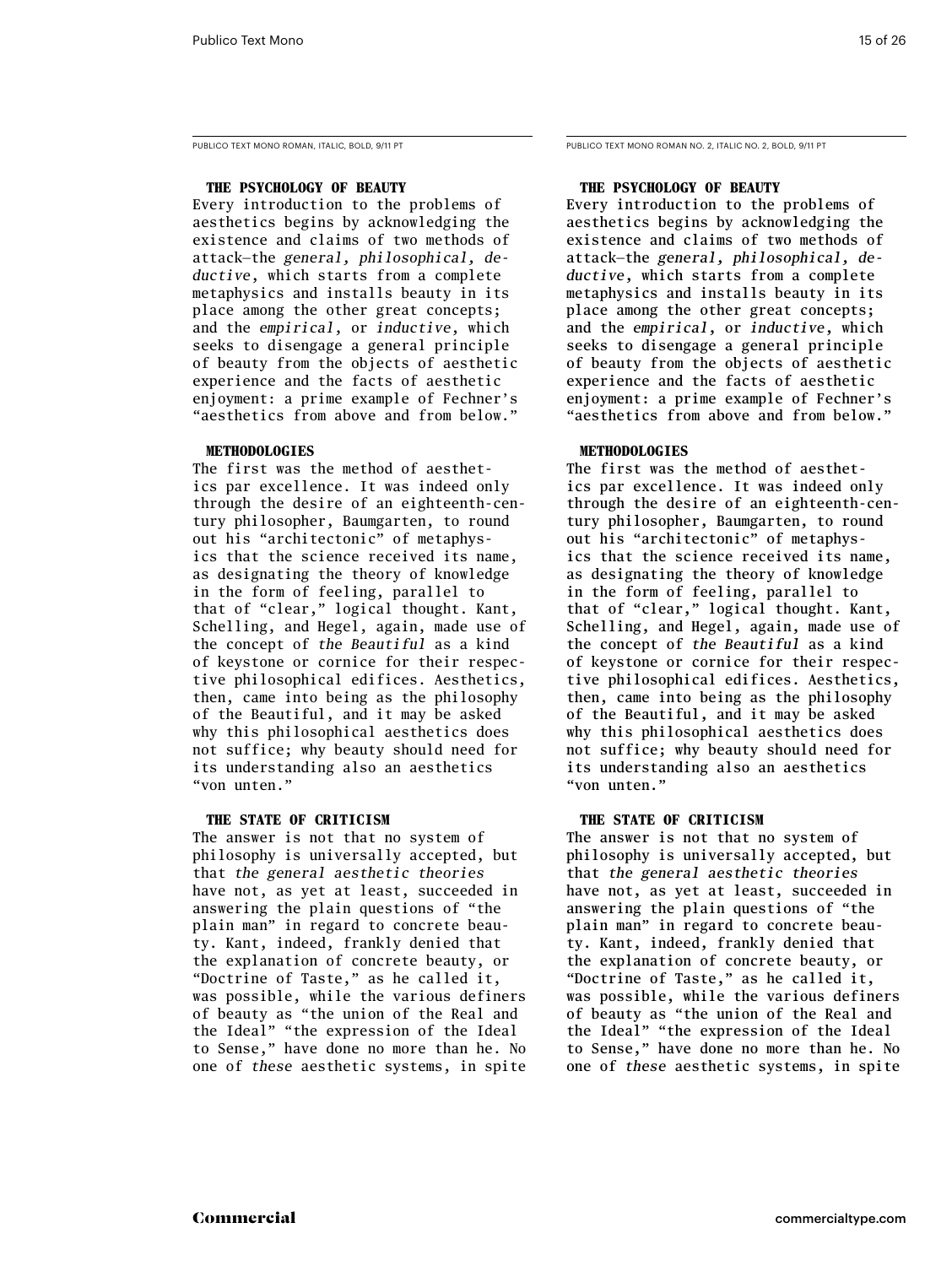PUBLICO TEXT MONO ROMAN, ITALIC, BOLD, 9/11 PT

### THE PSYCHOLOGY OF BEAUTY

Every introduction to the problems of aesthetics begins by acknowledging the existence and claims of two methods of attack—the *general, philosophical, deductive*, which starts from a complete metaphysics and installs beauty in its place among the other great concepts; and the *empirical*, or *inductive*, which seeks to disengage a general principle of beauty from the objects of aesthetic experience and the facts of aesthetic enjoyment: a prime example of Fechner's "aesthetics from above and from below."

### METHODOLOGIES

The first was the method of aesthetics par excellence. It was indeed only through the desire of an eighteenth-century philosopher, Baumgarten, to round out his "architectonic" of metaphysics that the science received its name, as designating the theory of knowledge in the form of feeling, parallel to that of "clear," logical thought. Kant, Schelling, and Hegel, again, made use of the concept of *the Beautiful* as a kind of keystone or cornice for their respective philosophical edifices. Aesthetics, then, came into being as the philosophy of the Beautiful, and it may be asked why this philosophical aesthetics does not suffice; why beauty should need for its understanding also an aesthetics "von unten."

### THE STATE OF CRITICISM

The answer is not that no system of philosophy is universally accepted, but that *the general aesthetic theories* have not, as yet at least, succeeded in answering the plain questions of "the plain man" in regard to concrete beauty. Kant, indeed, frankly denied that the explanation of concrete beauty, or "Doctrine of Taste," as he called it, was possible, while the various definers of beauty as "the union of the Real and the Ideal" "the expression of the Ideal to Sense," have done no more than he. No one of *these* aesthetic systems, in spite

PUBLICO TEXT MONO ROMAN NO. 2, ITALIC NO. 2, BOLD, 9/11 PT

### THE PSYCHOLOGY OF BEAUTY

Every introduction to the problems of aesthetics begins by acknowledging the existence and claims of two methods of attack—the *general, philosophical, deductive*, which starts from a complete metaphysics and installs beauty in its place among the other great concepts; and the *empirical*, or *inductive*, which seeks to disengage a general principle of beauty from the objects of aesthetic experience and the facts of aesthetic enjoyment: a prime example of Fechner's "aesthetics from above and from below."

### METHODOLOGIES

The first was the method of aesthetics par excellence. It was indeed only through the desire of an eighteenth-century philosopher, Baumgarten, to round out his "architectonic" of metaphysics that the science received its name, as designating the theory of knowledge in the form of feeling, parallel to that of "clear," logical thought. Kant, Schelling, and Hegel, again, made use of the concept of *the Beautiful* as a kind of keystone or cornice for their respective philosophical edifices. Aesthetics, then, came into being as the philosophy of the Beautiful, and it may be asked why this philosophical aesthetics does not suffice; why beauty should need for its understanding also an aesthetics "von unten."

### THE STATE OF CRITICISM

The answer is not that no system of philosophy is universally accepted, but that *the general aesthetic theories* have not, as yet at least, succeeded in answering the plain questions of "the plain man" in regard to concrete beauty. Kant, indeed, frankly denied that the explanation of concrete beauty, or "Doctrine of Taste," as he called it, was possible, while the various definers of beauty as "the union of the Real and the Ideal" "the expression of the Ideal to Sense," have done no more than he. No one of *these* aesthetic systems, in spite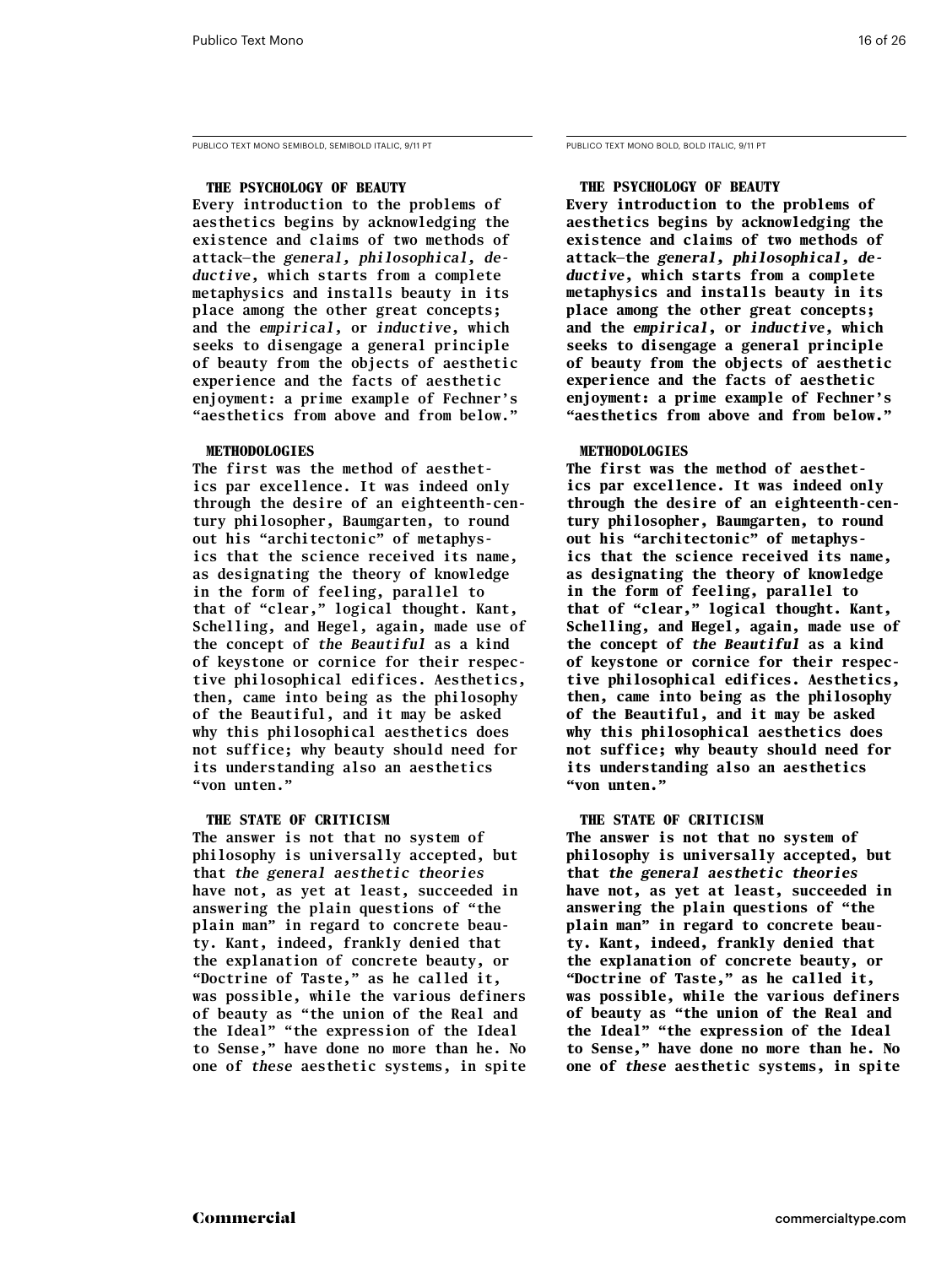PUBLICO TEXT MONO SEMIBOLD, SEMIBOLD ITALIC, 9/11 PT

**THE PSYCHOLOGY OF BEAUTY**

Every introduction to the problems of aesthetics begins by acknowledging the existence and claims of two methods of attack—the *general, philosophical, deductive*, which starts from a complete metaphysics and installs beauty in its place among the other great concepts; and the *empirical*, or *inductive*, which seeks to disengage a general principle of beauty from the objects of aesthetic experience and the facts of aesthetic enjoyment: a prime example of Fechner's "aesthetics from above and from below."

**METHODOLOGIES**

The first was the method of aesthetics par excellence. It was indeed only through the desire of an eighteenth-century philosopher, Baumgarten, to round out his "architectonic" of metaphysics that the science received its name, as designating the theory of knowledge in the form of feeling, parallel to that of "clear," logical thought. Kant, Schelling, and Hegel, again, made use of the concept of *the Beautiful* as a kind of keystone or cornice for their respective philosophical edifices. Aesthetics, then, came into being as the philosophy of the Beautiful, and it may be asked why this philosophical aesthetics does not suffice; why beauty should need for its understanding also an aesthetics "von unten."

**THE STATE OF CRITICISM**

The answer is not that no system of philosophy is universally accepted, but that *the general aesthetic theories* have not, as yet at least, succeeded in answering the plain questions of "the plain man" in regard to concrete beauty. Kant, indeed, frankly denied that the explanation of concrete beauty, or "Doctrine of Taste," as he called it, was possible, while the various definers of beauty as "the union of the Real and the Ideal" "the expression of the Ideal to Sense," have done no more than he. No one of *these* aesthetic systems, in spite

PUBLICO TEXT MONO BOLD, BOLD ITALIC, 9/11 PT

**THE PSYCHOLOGY OF BEAUTY**

**Every introduction to the problems of aesthetics begins by acknowledging the existence and claims of two methods of attack—the *general, philosophical, deductive*, which starts from a complete metaphysics and installs beauty in its place among the other great concepts; and the *empirical*, or *inductive*, which seeks to disengage a general principle of beauty from the objects of aesthetic experience and the facts of aesthetic enjoyment: a prime example of Fechner's "aesthetics from above and from below."**

**METHODOLOGIES**

**The first was the method of aesthetics par excellence. It was indeed only through the desire of an eighteenth-century philosopher, Baumgarten, to round out his "architectonic" of metaphysics that the science received its name, as designating the theory of knowledge in the form of feeling, parallel to that of "clear," logical thought. Kant, Schelling, and Hegel, again, made use of the concept of *the Beautiful* as a kind of keystone or cornice for their respective philosophical edifices. Aesthetics, then, came into being as the philosophy of the Beautiful, and it may be asked why this philosophical aesthetics does not suffice; why beauty should need for its understanding also an aesthetics "von unten."**

**THE STATE OF CRITICISM**

**The answer is not that no system of philosophy is universally accepted, but that *the general aesthetic theories* have not, as yet at least, succeeded in answering the plain questions of "the plain man" in regard to concrete beauty. Kant, indeed, frankly denied that the explanation of concrete beauty, or "Doctrine of Taste," as he called it, was possible, while the various definers of beauty as "the union of the Real and the Ideal" "the expression of the Ideal to Sense," have done no more than he. No one of *these* aesthetic systems, in spite**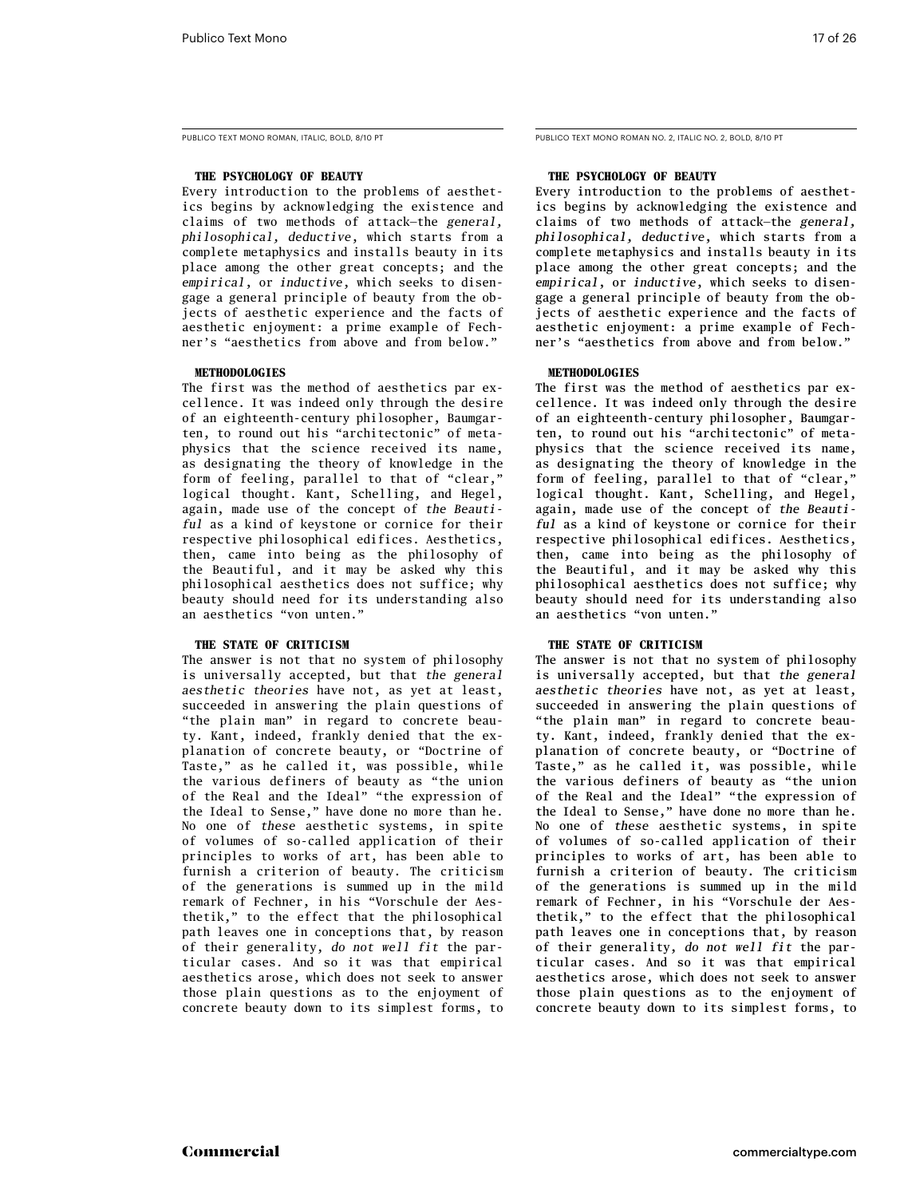PUBLICO TEXT MONO ROMAN, ITALIC, BOLD, 8/10 PT

**THE PSYCHOLOGY OF BEAUTY**

Every introduction to the problems of aesthetics begins by acknowledging the existence and claims of two methods of attack—the *general, philosophical, deductive*, which starts from a complete metaphysics and installs beauty in its place among the other great concepts; and the *empirical*, or *inductive*, which seeks to disengage a general principle of beauty from the objects of aesthetic experience and the facts of aesthetic enjoyment: a prime example of Fechner's "aesthetics from above and from below."

**METHODOLOGIES**

The first was the method of aesthetics par excellence. It was indeed only through the desire of an eighteenth-century philosopher, Baumgarten, to round out his "architectonic" of metaphysics that the science received its name, as designating the theory of knowledge in the form of feeling, parallel to that of "clear," logical thought. Kant, Schelling, and Hegel, again, made use of the concept of *the Beautiful* as a kind of keystone or cornice for their respective philosophical edifices. Aesthetics, then, came into being as the philosophy of the Beautiful, and it may be asked why this philosophical aesthetics does not suffice; why beauty should need for its understanding also an aesthetics "von unten."

**THE STATE OF CRITICISM**

The answer is not that no system of philosophy is universally accepted, but that *the general aesthetic theories* have not, as yet at least, succeeded in answering the plain questions of "the plain man" in regard to concrete beauty. Kant, indeed, frankly denied that the explanation of concrete beauty, or "Doctrine of Taste," as he called it, was possible, while the various definers of beauty as "the union of the Real and the Ideal" "the expression of the Ideal to Sense," have done no more than he. No one of *these* aesthetic systems, in spite of volumes of so-called application of their principles to works of art, has been able to furnish a criterion of beauty. The criticism of the generations is summed up in the mild remark of Fechner, in his "Vorschule der Aesthetik," to the effect that the philosophical path leaves one in conceptions that, by reason of their generality, *do not well fit* the particular cases. And so it was that empirical aesthetics arose, which does not seek to answer those plain questions as to the enjoyment of concrete beauty down to its simplest forms, to

PUBLICO TEXT MONO ROMAN NO. 2, ITALIC NO. 2, BOLD, 8/10 PT

**THE PSYCHOLOGY OF BEAUTY**

Every introduction to the problems of aesthetics begins by acknowledging the existence and claims of two methods of attack—the *general, philosophical, deductive*, which starts from a complete metaphysics and installs beauty in its place among the other great concepts; and the *empirical*, or *inductive*, which seeks to disengage a general principle of beauty from the objects of aesthetic experience and the facts of aesthetic enjoyment: a prime example of Fechner's "aesthetics from above and from below."

**METHODOLOGIES**

The first was the method of aesthetics par excellence. It was indeed only through the desire of an eighteenth-century philosopher, Baumgarten, to round out his "architectonic" of metaphysics that the science received its name, as designating the theory of knowledge in the form of feeling, parallel to that of "clear," logical thought. Kant, Schelling, and Hegel, again, made use of the concept of *the Beautiful* as a kind of keystone or cornice for their respective philosophical edifices. Aesthetics, then, came into being as the philosophy of the Beautiful, and it may be asked why this philosophical aesthetics does not suffice; why beauty should need for its understanding also an aesthetics "von unten."

**THE STATE OF CRITICISM**

The answer is not that no system of philosophy is universally accepted, but that *the general aesthetic theories* have not, as yet at least, succeeded in answering the plain questions of "the plain man" in regard to concrete beauty. Kant, indeed, frankly denied that the explanation of concrete beauty, or "Doctrine of Taste," as he called it, was possible, while the various definers of beauty as "the union of the Real and the Ideal" "the expression of the Ideal to Sense," have done no more than he. No one of *these* aesthetic systems, in spite of volumes of so-called application of their principles to works of art, has been able to furnish a criterion of beauty. The criticism of the generations is summed up in the mild remark of Fechner, in his "Vorschule der Aesthetik," to the effect that the philosophical path leaves one in conceptions that, by reason of their generality, *do not well fit* the particular cases. And so it was that empirical aesthetics arose, which does not seek to answer those plain questions as to the enjoyment of concrete beauty down to its simplest forms, to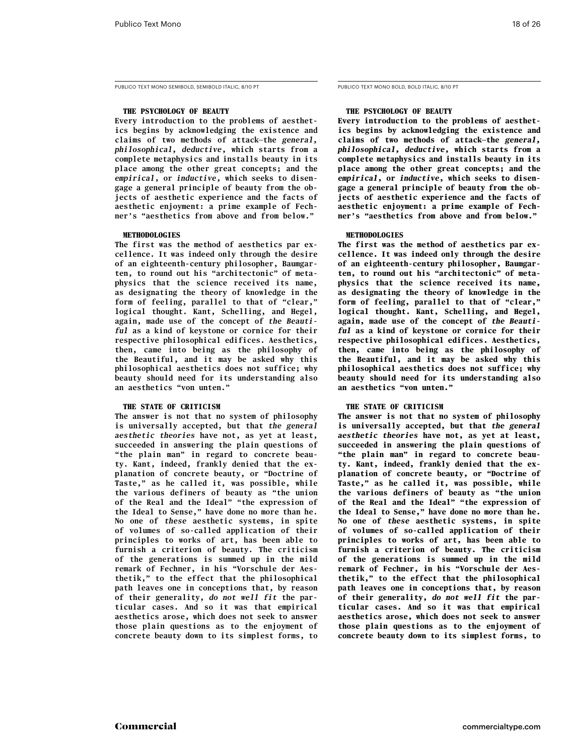PUBLICO TEXT MONO SEMIBOLD, SEMIBOLD ITALIC, 8/10 PT

### THE PSYCHOLOGY OF BEAUTY

Every introduction to the problems of aesthetics begins by acknowledging the existence and claims of two methods of attack—the *general, philosophical, deductive*, which starts from a complete metaphysics and installs beauty in its place among the other great concepts; and the *empirical*, or *inductive*, which seeks to disengage a general principle of beauty from the objects of aesthetic experience and the facts of aesthetic enjoyment: a prime example of Fechner's "aesthetics from above and from below."

### METHODOLOGIES

The first was the method of aesthetics par excellence. It was indeed only through the desire of an eighteenth-century philosopher, Baumgarten, to round out his "architectonic" of metaphysics that the science received its name, as designating the theory of knowledge in the form of feeling, parallel to that of "clear," logical thought. Kant, Schelling, and Hegel, again, made use of the concept of *the Beautiful* as a kind of keystone or cornice for their respective philosophical edifices. Aesthetics, then, came into being as the philosophy of the Beautiful, and it may be asked why this philosophical aesthetics does not suffice; why beauty should need for its understanding also an aesthetics "von unten."

### THE STATE OF CRITICISM

The answer is not that no system of philosophy is universally accepted, but that *the general aesthetic theories* have not, as yet at least, succeeded in answering the plain questions of "the plain man" in regard to concrete beauty. Kant, indeed, frankly denied that the explanation of concrete beauty, or "Doctrine of Taste," as he called it, was possible, while the various definers of beauty as "the union of the Real and the Ideal" "the expression of the Ideal to Sense," have done no more than he. No one of *these* aesthetic systems, in spite of volumes of so-called application of their principles to works of art, has been able to furnish a criterion of beauty. The criticism of the generations is summed up in the mild remark of Fechner, in his "Vorschule der Aesthetik," to the effect that the philosophical path leaves one in conceptions that, by reason of their generality, *do not well fit* the particular cases. And so it was that empirical aesthetics arose, which does not seek to answer those plain questions as to the enjoyment of concrete beauty down to its simplest forms, to

PUBLICO TEXT MONO BOLD, BOLD ITALIC, 8/10 PT

### THE PSYCHOLOGY OF BEAUTY

**Every introduction to the problems of aesthetics begins by acknowledging the existence and claims of two methods of attack—the *general, philosophical, deductive*, which starts from a complete metaphysics and installs beauty in its place among the other great concepts; and the *empirical*, or *inductive*, which seeks to disengage a general principle of beauty from the objects of aesthetic experience and the facts of aesthetic enjoyment: a prime example of Fechner's "aesthetics from above and from below."**

### METHODOLOGIES

**The first was the method of aesthetics par excellence. It was indeed only through the desire of an eighteenth-century philosopher, Baumgarten, to round out his "architectonic" of metaphysics that the science received its name, as designating the theory of knowledge in the form of feeling, parallel to that of "clear," logical thought. Kant, Schelling, and Hegel, again, made use of the concept of *the Beautiful* as a kind of keystone or cornice for their respective philosophical edifices. Aesthetics, then, came into being as the philosophy of the Beautiful, and it may be asked why this philosophical aesthetics does not suffice; why beauty should need for its understanding also an aesthetics "von unten."**

### THE STATE OF CRITICISM

**The answer is not that no system of philosophy is universally accepted, but that *the general aesthetic theories* have not, as yet at least, succeeded in answering the plain questions of "the plain man" in regard to concrete beauty. Kant, indeed, frankly denied that the explanation of concrete beauty, or "Doctrine of Taste," as he called it, was possible, while the various definers of beauty as "the union of the Real and the Ideal" "the expression of the Ideal to Sense," have done no more than he. No one of *these* aesthetic systems, in spite of volumes of so-called application of their principles to works of art, has been able to furnish a criterion of beauty. The criticism of the generations is summed up in the mild remark of Fechner, in his "Vorschule der Aesthetik," to the effect that the philosophical path leaves one in conceptions that, by reason of their generality, *do not well fit* the particular cases. And so it was that empirical aesthetics arose, which does not seek to answer those plain questions as to the enjoyment of concrete beauty down to its simplest forms, to**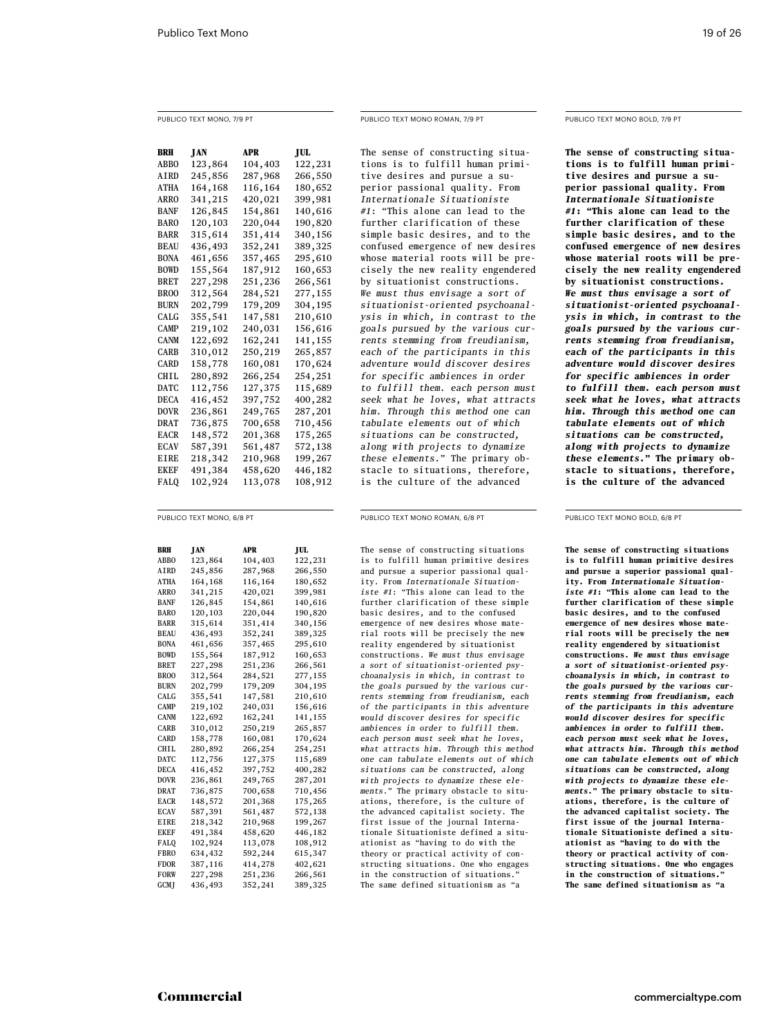PUBLICO TEXT MONO, 7/9 PT

| BRH | JAN | APR | JUL |
|---|---|---|---|
| ABBO | 123,864 | 104,403 | 122,231 |
| AIRD | 245,856 | 287,968 | 266,550 |
| ATHA | 164,168 | 116,164 | 180,652 |
| ARRO | 341,215 | 420,021 | 399,981 |
| BANF | 126,845 | 154,861 | 140,616 |
| BARO | 120,103 | 220,044 | 190,820 |
| BARR | 315,614 | 351,414 | 340,156 |
| BEAU | 436,493 | 352,241 | 389,325 |
| BONA | 461,656 | 357,465 | 295,610 |
| BOWD | 155,564 | 187,912 | 160,653 |
| BRET | 227,298 | 251,236 | 266,561 |
| BROO | 312,564 | 284,521 | 277,155 |
| BURN | 202,799 | 179,209 | 304,195 |
| CALG | 355,541 | 147,581 | 210,610 |
| CAMP | 219,102 | 240,031 | 156,616 |
| CANM | 122,692 | 162,241 | 141,155 |
| CARB | 310,012 | 250,219 | 265,857 |
| CARD | 158,778 | 160,081 | 170,624 |
| CHIL | 280,892 | 266,254 | 254,251 |
| DATC | 112,756 | 127,375 | 115,689 |
| DECA | 416,452 | 397,752 | 400,282 |
| DOVR | 236,861 | 249,765 | 287,201 |
| DRAT | 736,875 | 700,658 | 710,456 |
| EACR | 148,572 | 201,368 | 175,265 |
| ECAV | 587,391 | 561,487 | 572,138 |
| EIRE | 218,342 | 210,968 | 199,267 |
| EKEF | 491,384 | 458,620 | 446,182 |
| FALQ | 102,924 | 113,078 | 108,912 |

PUBLICO TEXT MONO ROMAN, 7/9 PT

The sense of constructing situations is to fulfill human primitive desires and pursue a superior passional quality. From *Internationale Situationiste #1*: "This alone can lead to the further clarification of these simple basic desires, and to the confused emergence of new desires whose material roots will be precisely the new reality engendered by situationist constructions. *We must thus envisage a sort of situationist-oriented psychoanalysis in which, in contrast to the goals pursued by the various currents stemming from freudianism, each of the participants in this adventure would discover desires for specific ambiences in order to fulfill them. each person must seek what he loves, what attracts him. Through this method one can tabulate elements out of which situations can be constructed, along with projects to dynamize these elements.*" The primary obstacle to situations, therefore, is the culture of the advanced

PUBLICO TEXT MONO BOLD, 7/9 PT

**The sense of constructing situations is to fulfill human primitive desires and pursue a superior passional quality. From *Internationale Situationiste #1*: "This alone can lead to the further clarification of these simple basic desires, and to the confused emergence of new desires whose material roots will be precisely the new reality engendered by situationist constructions. *We must thus envisage a sort of situationist-oriented psychoanalysis in which, in contrast to the goals pursued by the various currents stemming from freudianism, each of the participants in this adventure would discover desires for specific ambiences in order to fulfill them. each person must seek what he loves, what attracts him. Through this method one can tabulate elements out of which situations can be constructed, along with projects to dynamize these elements.*" The primary obstacle to situations, therefore, is the culture of the advanced**

PUBLICO TEXT MONO, 6/8 PT

| BRH | JAN | APR | JUL |
|---|---|---|---|
| ABBO | 123,864 | 104,403 | 122,231 |
| AIRD | 245,856 | 287,968 | 266,550 |
| ATHA | 164,168 | 116,164 | 180,652 |
| ARRO | 341,215 | 420,021 | 399,981 |
| BANF | 126,845 | 154,861 | 140,616 |
| BARO | 120,103 | 220,044 | 190,820 |
| BARR | 315,614 | 351,414 | 340,156 |
| BEAU | 436,493 | 352,241 | 389,325 |
| BONA | 461,656 | 357,465 | 295,610 |
| BOWD | 155,564 | 187,912 | 160,653 |
| BRET | 227,298 | 251,236 | 266,561 |
| BROO | 312,564 | 284,521 | 277,155 |
| BURN | 202,799 | 179,209 | 304,195 |
| CALG | 355,541 | 147,581 | 210,610 |
| CAMP | 219,102 | 240,031 | 156,616 |
| CANM | 122,692 | 162,241 | 141,155 |
| CARB | 310,012 | 250,219 | 265,857 |
| CARD | 158,778 | 160,081 | 170,624 |
| CHIL | 280,892 | 266,254 | 254,251 |
| DATC | 112,756 | 127,375 | 115,689 |
| DECA | 416,452 | 397,752 | 400,282 |
| DOVR | 236,861 | 249,765 | 287,201 |
| DRAT | 736,875 | 700,658 | 710,456 |
| EACR | 148,572 | 201,368 | 175,265 |
| ECAV | 587,391 | 561,487 | 572,138 |
| EIRE | 218,342 | 210,968 | 199,267 |
| EKEF | 491,384 | 458,620 | 446,182 |
| FALQ | 102,924 | 113,078 | 108,912 |
| FBRO | 634,432 | 592,244 | 615,347 |
| FDOR | 387,116 | 414,278 | 402,621 |
| FORW | 227,298 | 251,236 | 266,561 |
| GCMJ | 436,493 | 352,241 | 389,325 |

PUBLICO TEXT MONO ROMAN, 6/8 PT

The sense of constructing situations is to fulfill human primitive desires and pursue a superior passional quality. From *Internationale Situationiste #1*: "This alone can lead to the further clarification of these simple basic desires, and to the confused emergence of new desires whose material roots will be precisely the new reality engendered by situationist constructions. *We must thus envisage a sort of situationist-oriented psychoanalysis in which, in contrast to the goals pursued by the various currents stemming from freudianism, each of the participants in this adventure would discover desires for specific ambiences in order to fulfill them. each person must seek what he loves, what attracts him. Through this method one can tabulate elements out of which situations can be constructed, along with projects to dynamize these elements.*" The primary obstacle to situations, therefore, is the culture of the advanced capitalist society. The first issue of the journal Internationale Situationiste defined a situationist as "having to do with the theory or practical activity of constructing situations. One who engages in the construction of situations." The same defined situationism as "a

PUBLICO TEXT MONO BOLD, 6/8 PT

**The sense of constructing situations is to fulfill human primitive desires and pursue a superior passional quality. From *Internationale Situationiste #1*: "This alone can lead to the further clarification of these simple basic desires, and to the confused emergence of new desires whose material roots will be precisely the new reality engendered by situationist constructions. *We must thus envisage a sort of situationist-oriented psychoanalysis in which, in contrast to the goals pursued by the various currents stemming from freudianism, each of the participants in this adventure would discover desires for specific ambiences in order to fulfill them. each person must seek what he loves, what attracts him. Through this method one can tabulate elements out of which situations can be constructed, along with projects to dynamize these elements.*" The primary obstacle to situations, therefore, is the culture of the advanced capitalist society. The first issue of the journal Internationale Situationiste defined a situationist as "having to do with the theory or practical activity of constructing situations. One who engages in the construction of situations." The same defined situationism as "a**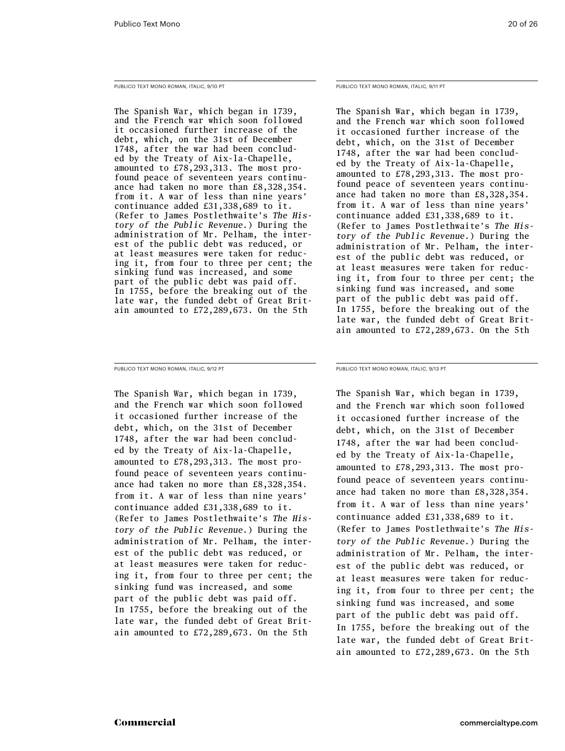PUBLICO TEXT MONO ROMAN, ITALIC, 9/10 PT

The Spanish War, which began in 1739, and the French war which soon followed it occasioned further increase of the debt, which, on the 31st of December 1748, after the war had been concluded by the Treaty of Aix-la-Chapelle, amounted to £78,293,313. The most profound peace of seventeen years continuance had taken no more than £8,328,354. from it. A war of less than nine years' continuance added £31,338,689 to it. (Refer to James Postlethwaite's *The History of the Public Revenue.*) During the administration of Mr. Pelham, the interest of the public debt was reduced, or at least measures were taken for reducing it, from four to three per cent; the sinking fund was increased, and some part of the public debt was paid off. In 1755, before the breaking out of the late war, the funded debt of Great Britain amounted to £72,289,673. On the 5th

PUBLICO TEXT MONO ROMAN, ITALIC, 9/11 PT

The Spanish War, which began in 1739, and the French war which soon followed it occasioned further increase of the debt, which, on the 31st of December 1748, after the war had been concluded by the Treaty of Aix-la-Chapelle, amounted to £78,293,313. The most profound peace of seventeen years continuance had taken no more than £8,328,354. from it. A war of less than nine years' continuance added £31,338,689 to it. (Refer to James Postlethwaite's *The History of the Public Revenue.*) During the administration of Mr. Pelham, the interest of the public debt was reduced, or at least measures were taken for reducing it, from four to three per cent; the sinking fund was increased, and some part of the public debt was paid off. In 1755, before the breaking out of the late war, the funded debt of Great Britain amounted to £72,289,673. On the 5th

PUBLICO TEXT MONO ROMAN, ITALIC, 9/12 PT

The Spanish War, which began in 1739, and the French war which soon followed it occasioned further increase of the debt, which, on the 31st of December 1748, after the war had been concluded by the Treaty of Aix-la-Chapelle, amounted to £78,293,313. The most profound peace of seventeen years continuance had taken no more than £8,328,354. from it. A war of less than nine years' continuance added £31,338,689 to it. (Refer to James Postlethwaite's *The History of the Public Revenue.*) During the administration of Mr. Pelham, the interest of the public debt was reduced, or at least measures were taken for reducing it, from four to three per cent; the sinking fund was increased, and some part of the public debt was paid off. In 1755, before the breaking out of the late war, the funded debt of Great Britain amounted to £72,289,673. On the 5th

PUBLICO TEXT MONO ROMAN, ITALIC, 9/13 PT

The Spanish War, which began in 1739, and the French war which soon followed it occasioned further increase of the debt, which, on the 31st of December 1748, after the war had been concluded by the Treaty of Aix-la-Chapelle, amounted to £78,293,313. The most profound peace of seventeen years continuance had taken no more than £8,328,354. from it. A war of less than nine years' continuance added £31,338,689 to it. (Refer to James Postlethwaite's *The History of the Public Revenue.*) During the administration of Mr. Pelham, the interest of the public debt was reduced, or at least measures were taken for reducing it, from four to three per cent; the sinking fund was increased, and some part of the public debt was paid off. In 1755, before the breaking out of the late war, the funded debt of Great Britain amounted to £72,289,673. On the 5th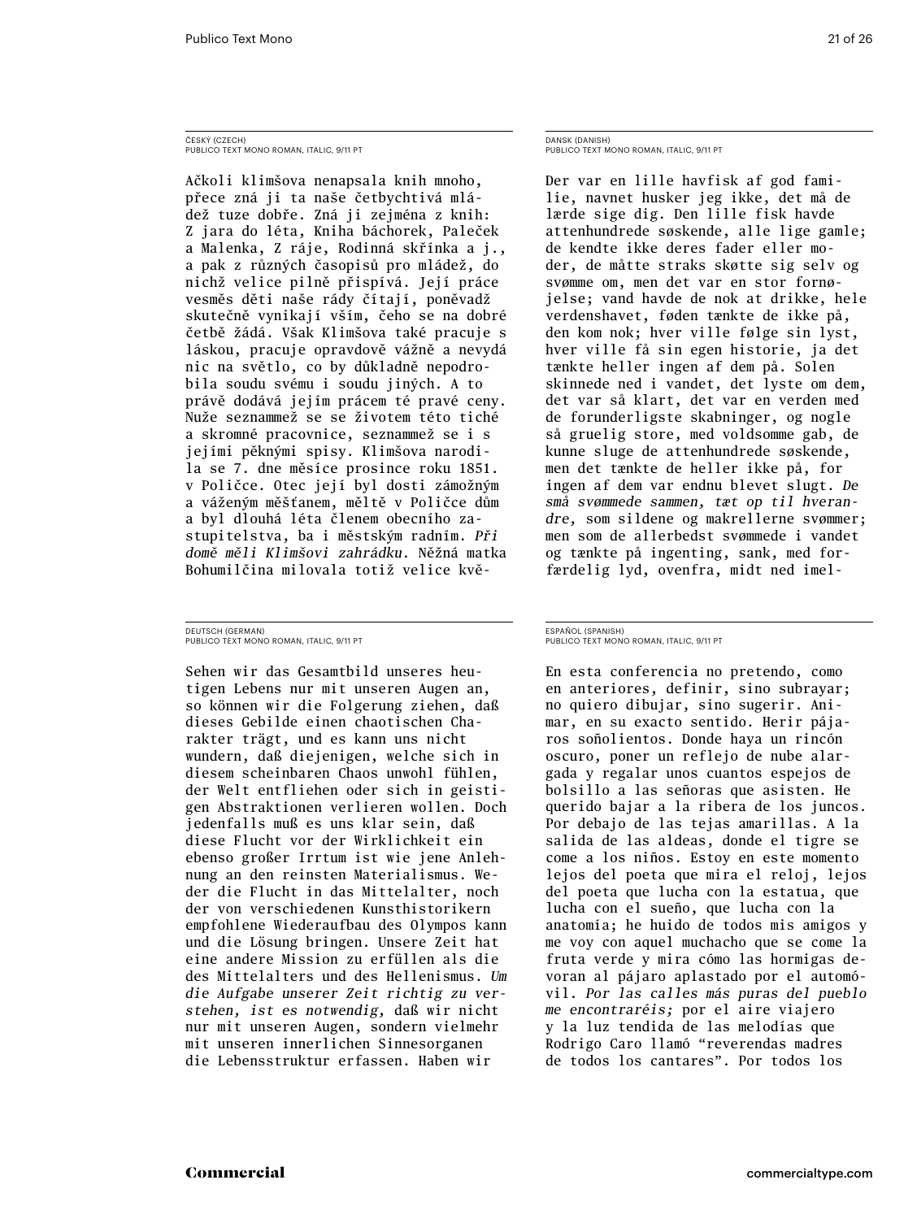ČESKÝ (CZECH)
PUBLICO TEXT MONO ROMAN, ITALIC, 9/11 PT

Ačkoli klimšova nenapsala knih mnoho, přece zná ji ta naše četbychtivá mládež tuze dobře. Zná ji zejména z knih: Z jara do léta, Kniha báchorek, Paleček a Malenka, Z ráje, Rodinná skřínka a j., a pak z různých časopisů pro mládež, do nichž velice pilně přispívá. Její práce vesměs děti naše rády čítají, poněvadž skutečně vynikají vším, čeho se na dobré četbě žádá. Však Klimšova také pracuje s láskou, pracuje opravdově vážně a nevydá nic na světlo, co by důkladně nepodrobila soudu svému i soudu jiných. A to právě dodává jejím prácem té pravé ceny. Nuže seznammež se se životem této tiché a skromné pracovnice, seznammež se i s jejími pěknými spisy. Klimšova narodila se 7. dne měsíce prosince roku 1851. v Poličce. Otec její byl dosti zámožným a váženým měšťanem, měltě v Poličce dům a byl dlouhá léta členem obecního zastupitelstva, ba i městským radním. *Při domě měli Klimšovi zahrádku.* Něžná matka Bohumilčina milovala totiž velice kvě-

DANSK (DANISH)
PUBLICO TEXT MONO ROMAN, ITALIC, 9/11 PT

Der var en lille havfisk af god familie, navnet husker jeg ikke, det må de lærde sige dig. Den lille fisk havde attenhundrede søskende, alle lige gamle; de kendte ikke deres fader eller moder, de måtte straks skøtte sig selv og svømme om, men det var en stor fornøjelse; vand havde de nok at drikke, hele verdenshavet, føden tænkte de ikke på, den kom nok; hver ville følge sin lyst, hver ville få sin egen historie, ja det tænkte heller ingen af dem på. Solen skinnede ned i vandet, det lyste om dem, det var så klart, det var en verden med de forunderligste skabninger, og nogle så gruelig store, med voldsomme gab, de kunne sluge de attenhundrede søskende, men det tænkte de heller ikke på, for ingen af dem var endnu blevet slugt. *De små svømmede sammen, tæt op til hverandre,* som sildene og makrellerne svømmer; men som de allerbedst svømmede i vandet og tænkte på ingenting, sank, med forfærdelig lyd, ovenfra, midt ned imel-

DEUTSCH (GERMAN)
PUBLICO TEXT MONO ROMAN, ITALIC, 9/11 PT

Sehen wir das Gesamtbild unseres heutigen Lebens nur mit unseren Augen an, so können wir die Folgerung ziehen, daß dieses Gebilde einen chaotischen Charakter trägt, und es kann uns nicht wundern, daß diejenigen, welche sich in diesem scheinbaren Chaos unwohl fühlen, der Welt entfliehen oder sich in geistigen Abstraktionen verlieren wollen. Doch jedenfalls muß es uns klar sein, daß diese Flucht vor der Wirklichkeit ein ebenso großer Irrtum ist wie jene Anlehnung an den reinsten Materialismus. Weder die Flucht in das Mittelalter, noch der von verschiedenen Kunsthistorikern empfohlene Wiederaufbau des Olympos kann und die Lösung bringen. Unsere Zeit hat eine andere Mission zu erfüllen als die des Mittelalters und des Hellenismus. *Um die Aufgabe unserer Zeit richtig zu verstehen, ist es notwendig,* daß wir nicht nur mit unseren Augen, sondern vielmehr mit unseren innerlichen Sinnesorganen die Lebensstruktur erfassen. Haben wir

ESPAÑOL (SPANISH)
PUBLICO TEXT MONO ROMAN, ITALIC, 9/11 PT

En esta conferencia no pretendo, como en anteriores, definir, sino subrayar; no quiero dibujar, sino sugerir. Animar, en su exacto sentido. Herir pájaros soñolientos. Donde haya un rincón oscuro, poner un reflejo de nube alargada y regalar unos cuantos espejos de bolsillo a las señoras que asisten. He querido bajar a la ribera de los juncos. Por debajo de las tejas amarillas. A la salida de las aldeas, donde el tigre se come a los niños. Estoy en este momento lejos del poeta que mira el reloj, lejos del poeta que lucha con la estatua, que lucha con el sueño, que lucha con la anatomía; he huido de todos mis amigos y me voy con aquel muchacho que se come la fruta verde y mira cómo las hormigas devoran al pájaro aplastado por el automóvil. *Por las calles más puras del pueblo me encontraréis;* por el aire viajero y la luz tendida de las melodías que Rodrigo Caro llamó “reverendas madres de todos los cantares”. Por todos los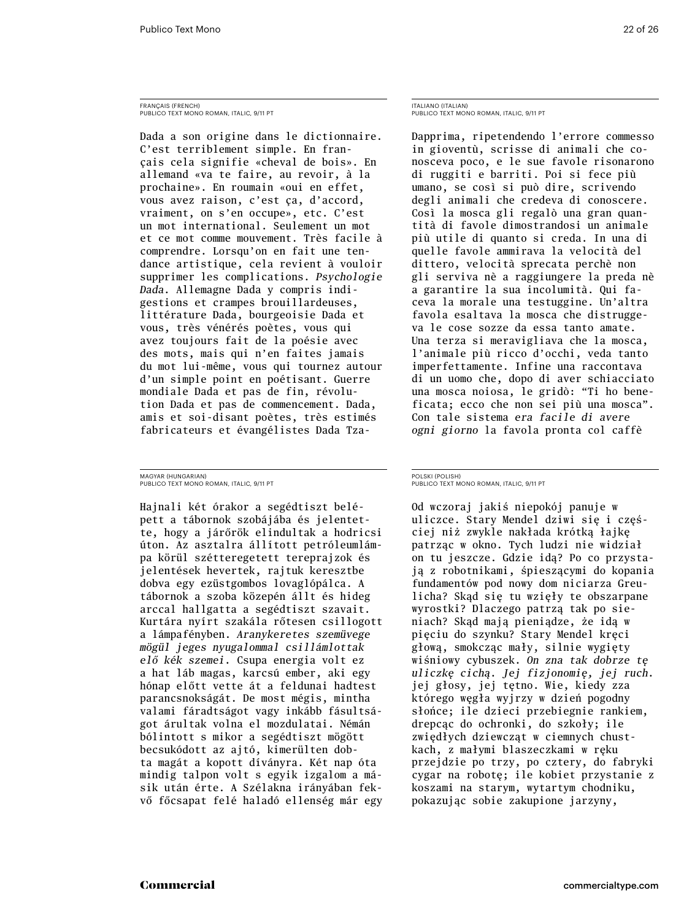FRANÇAIS (FRENCH)
PUBLICO TEXT MONO ROMAN, ITALIC, 9/11 PT

Dada a son origine dans le dictionnaire. C'est terriblement simple. En français cela signifie «cheval de bois». En allemand «va te faire, au revoir, à la prochaine». En roumain «oui en effet, vous avez raison, c'est ça, d'accord, vraiment, on s'en occupe», etc. C'est un mot international. Seulement un mot et ce mot comme mouvement. Très facile à comprendre. Lorsqu'on en fait une tendance artistique, cela revient à vouloir supprimer les complications. *Psychologie Dada.* Allemagne Dada y compris indigestions et crampes brouillardeuses, littérature Dada, bourgeoisie Dada et vous, très vénérés poètes, vous qui avez toujours fait de la poésie avec des mots, mais qui n'en faites jamais du mot lui-même, vous qui tournez autour d'un simple point en poétisant. Guerre mondiale Dada et pas de fin, révolution Dada et pas de commencement. Dada, amis et soi-disant poètes, très estimés fabricateurs et évangélistes Dada Tza-

ITALIANO (ITALIAN)
PUBLICO TEXT MONO ROMAN, ITALIC, 9/11 PT

Dapprima, ripetendendo l'errore commesso in gioventù, scrisse di animali che conosceva poco, e le sue favole risonarono di ruggiti e barriti. Poi si fece più umano, se così si può dire, scrivendo degli animali che credeva di conoscere. Così la mosca gli regalò una gran quantità di favole dimostrandosi un animale più utile di quanto si creda. In una di quelle favole ammirava la velocità del dittero, velocità sprecata perchè non gli serviva nè a raggiungere la preda nè a garantire la sua incolumità. Qui faceva la morale una testuggine. Un'altra favola esaltava la mosca che distruggeva le cose sozze da essa tanto amate. Una terza si meravigliava che la mosca, l'animale più ricco d'occhi, veda tanto imperfettamente. Infine una raccontava di un uomo che, dopo di aver schiacciato una mosca noiosa, le gridò: "Ti ho beneficata; ecco che non sei più una mosca". Con tale sistema *era facile di avere ogni giorno* la favola pronta col caffè

MAGYAR (HUNGARIAN)
PUBLICO TEXT MONO ROMAN, ITALIC, 9/11 PT

Hajnali két órakor a segédtiszt belépett a tábornok szobájába és jelentette, hogy a járőrök elindultak a hodricsi úton. Az asztalra állított petróleumlámpa körül szétteregetett tereprajzok és jelentések hevertek, rajtuk keresztbe dobva egy ezüstgombos lovaglópálca. A tábornok a szoba közepén állt és hideg arccal hallgatta a segédtiszt szavait. Kurtára nyírt szakála rőtesen csillogott a lámpafényben. *Aranykeretes szemüvege mögül jeges nyugalommal csillámlottak elő kék szemei.* Csupa energia volt ez a hat láb magas, karcsú ember, aki egy hónap előtt vette át a feldunai hadtest parancsnokságát. De most mégis, mintha valami fáradtságot vagy inkább fásultságot árultak volna el mozdulatai. Némán bólintott s mikor a segédtiszt mögött becsukódott az ajtó, kimerülten dobta magát a kopott díványra. Két nap óta mindig talpon volt s egyik izgalom a másik után érte. A Szélakna irányában fekvő főcsapat felé haladó ellenség már egy

POLSKI (POLISH)
PUBLICO TEXT MONO ROMAN, ITALIC, 9/11 PT

Od wczoraj jakiś niepokój panuje w uliczce. Stary Mendel dziwi się i częściej niż zwykle nakłada krótką łajkę patrząc w okno. Tych ludzi nie widział on tu jeszcze. Gdzie idą? Po co przystają z robotnikami, śpieszącymi do kopania fundamentów pod nowy dom niciarza Greulicha? Skąd się tu wzięły te obszarpane wyrostki? Dlaczego patrzą tak po sieniach? Skąd mają pieniądze, że idą w pięciu do szynku? Stary Mendel kręci głową, smokcząc mały, silnie wygięty wiśniowy cybuszek. *On zna tak dobrze tę uliczkę cichą. Jej fizjonomię, jej ruch.* jej głosy, jej tętno. Wie, kiedy zza którego węgła wyjrzy w dzień pogodny słońce; ile dzieci przebiegnie rankiem, drepcąc do ochronki, do szkoły; ile zwiędłych dziewcząt w ciemnych chustkach, z małymi blaszeczkami w ręku przejdzie po trzy, po cztery, do fabryki cygar na robotę; ile kobiet przystanie z koszami na starym, wytartym chodniku, pokazując sobie zakupione jarzyny,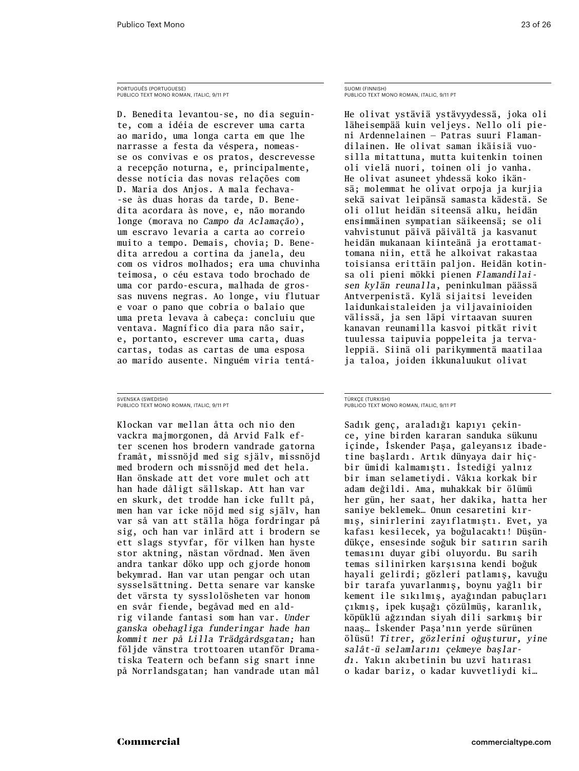PORTUGUÊS (PORTUGUESE)
PUBLICO TEXT MONO ROMAN, ITALIC, 9/11 PT

D. Benedita levantou-se, no dia seguinte, com a idéia de escrever uma carta ao marido, uma longa carta em que lhe narrasse a festa da véspera, nomeasse os convivas e os pratos, descrevesse a recepção noturna, e, principalmente, desse notícia das novas relações com D. Maria dos Anjos. A mala fechava--se às duas horas da tarde, D. Benedita acordara às nove, e, não morando longe (morava no *Campo da Aclamação*), um escravo levaria a carta ao correio muito a tempo. Demais, chovia; D. Benedita arredou a cortina da janela, deu com os vidros molhados; era uma chuvinha teimosa, o céu estava todo brochado de uma cor pardo-escura, malhada de grossas nuvens negras. Ao longe, viu flutuar e voar o pano que cobria o balaio que uma preta levava à cabeça: concluiu que ventava. Magnífico dia para não sair, e, portanto, escrever uma carta, duas cartas, todas as cartas de uma esposa ao marido ausente. Ninguém viria tentá-

SUOMI (FINNISH)
PUBLICO TEXT MONO ROMAN, ITALIC, 9/11 PT

He olivat ystäviä ystävyydessä, joka oli läheisempää kuin veljeys. Nello oli pieni Ardennelainen — Patras suuri Flamandilainen. He olivat saman ikäisiä vuosilla mitattuna, mutta kuitenkin toinen oli vielä nuori, toinen oli jo vanha. He olivat asuneet yhdessä koko ikänsä; molemmat he olivat orpoja ja kurjia sekä saivat leipänsä samasta kädestä. Se oli ollut heidän siteensä alku, heidän ensimmäinen sympatian säikeensä; se oli vahvistunut päivä päivältä ja kasvanut heidän mukanaan kiinteänä ja erottamattomana niin, että he alkoivat rakastaa toisiansa erittäin paljon. Heidän kotinsa oli pieni mökki pienen *Flamandilaisen kylän reunalla*, peninkulman päässä Antverpenistä. Kylä sijaitsi leveiden laidunkaistaleiden ja viljavainioiden välissä, ja sen läpi virtaavan suuren kanavan reunamilla kasvoi pitkät rivit tuulessa taipuvia poppeleita ja tervaleppiä. Siinä oli parikymmentä maatilaa ja taloa, joiden ikkunaluukut olivat

SVENSKA (SWEDISH)
PUBLICO TEXT MONO ROMAN, ITALIC, 9/11 PT

Klockan var mellan åtta och nio den vackra majmorgonen, då Arvid Falk efter scenen hos brodern vandrade gatorna framåt, missnöjd med sig själv, missnöjd med brodern och missnöjd med det hela. Han önskade att det vore mulet och att han hade dåligt sällskap. Att han var en skurk, det trodde han icke fullt på, men han var icke nöjd med sig själv, han var så van att ställa höga fordringar på sig, och han var inlärd att i brodern se ett slags styvfar, för vilken han hyste stor aktning, nästan vördnad. Men även andra tankar döko upp och gjorde honom bekymrad. Han var utan pengar och utan sysselsättning. Detta senare var kanske det värsta ty sysslolösheten var honom en svår fiende, begåvad med en aldrig vilande fantasi som han var. *Under ganska obehagliga funderingar hade han kommit ner på Lilla Trädgårdsgatan;* han följde vänstra trottoaren utanför Dramatiska Teatern och befann sig snart inne på Norrlandsgatan; han vandrade utan mål

TÜRKÇE (TURKISH)
PUBLICO TEXT MONO ROMAN, ITALIC, 9/11 PT

Sadık genç, araladığı kapıyı çekince, yine birden kararan sanduka sükunu içinde, İskender Paşa, galeyansız ibadetine başlardı. Artık dünyaya dair hiçbir ümidi kalmamıştı. İstediği yalnız bir iman selametiydi. Vâkıa korkak bir adam değildi. Ama, muhakkak bir ölümü her gün, her saat, her dakika, hatta her saniye beklemek… Onun cesaretini kırmış, sinirlerini zayıflatmıştı. Evet, ya kafası kesilecek, ya boğulacaktı! Düşündükçe, ensesinde soğuk bir satırın sarih temasını duyar gibi oluyordu. Bu sarih temas silinirken karşısına kendi boğuk hayali gelirdi; gözleri patlamış, kavuğu bir tarafa yuvarlanmış, boynu yağlı bir kement ile sıkılmış, ayağından pabuçları çıkmış, ipek kuşağı çözülmüş, karanlık, köpüklü ağzından siyah dili sarkmış bir naaş… İskender Paşa'nın yerde sürünen ölüsü! *Titrer, gözlerini oğuşturur, yine salât-ü selamlarını çekmeye başlardı.* Yakın akıbetinin bu uzvî hatırası o kadar bariz, o kadar kuvvetliydi ki…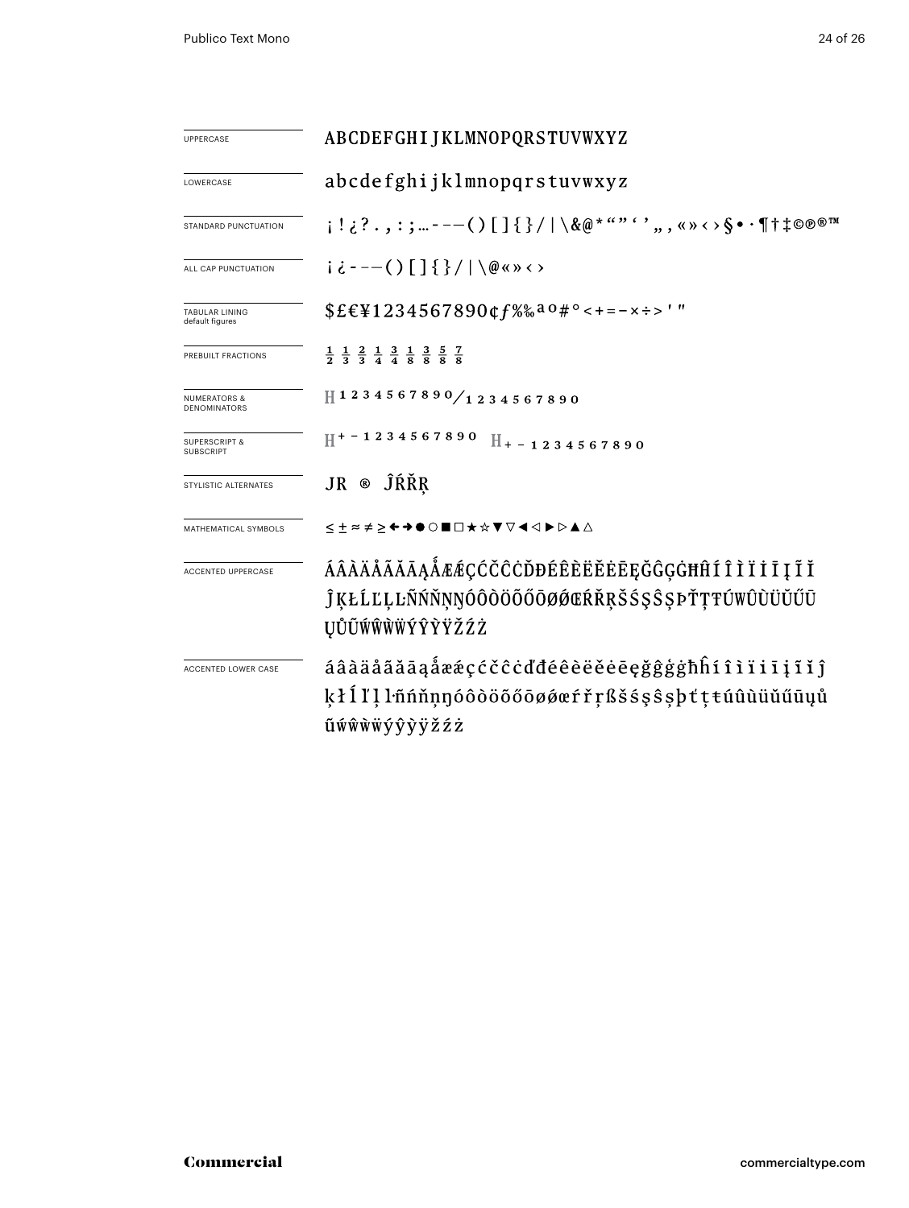| | |
|---|---|
| UPPERCASE | ABCDEFGHIJKLMNOPQRSTUVWXYZ |
| LOWERCASE | abcdefghijklmnopqrstuvwxyz |
| STANDARD PUNCTUATION | ¡!¿?.,:;…‐–—()[]{}/\|\&@*“”‘’„‚«»‹›§•·¶†‡©℗®™ |
| ALL CAP PUNCTUATION | ¡¿‐–—()[]{}/\|\@«»‹› |
| TABULAR LINING default figures | $£€¥1234567890¢ƒ%‰ªº#°<+=−×÷>'" |
| PREBUILT FRACTIONS | ½ ⅓ ⅔ ¼ ¾ ⅛ ⅜ ⅝ ⅞ |
| NUMERATORS & DENOMINATORS | H1234567890⁄1234567890 |
| SUPERSCRIPT & SUBSCRIPT | H+−1234567890 H+−1234567890 |
| STYLISTIC ALTERNATES | JR ® ĴŔŘŖ |
| MATHEMATICAL SYMBOLS | ≤±≈≠≥←→●○■□★☆▼▽◀◁▶▷▲△ |
| ACCENTED UPPERCASE | ÁÂÀÄÅÃĂĀĄǺÆǼÇĆČĈĊĎĐÉÊÈËĚĖĒĘĞĜĢĠĦĤÍÎÌÏİĪĮĨĬĴĶŁĹĽĻĿÑŃŇŅŊÓÔÒÖÕŐŌØǾŒŔŘŖŠŚŞŜȘÞŤŢŦÚÛÙÜŬŰŪŲŮŨẂŴẀẄÝŶỲŸŽŹŻ |
| ACCENTED LOWER CASE | áâàäåãăāąǻæǽçćčĉċďđéêèëěėēęğĝģġħĥíîìïiīįĩĭĵķłĺľļŀñńňņŋóôòöõőōøǿœŕřŗßšśşŝșþťţŧúûùüŭűūųůũẃŵẁẅýŷỳÿžźż |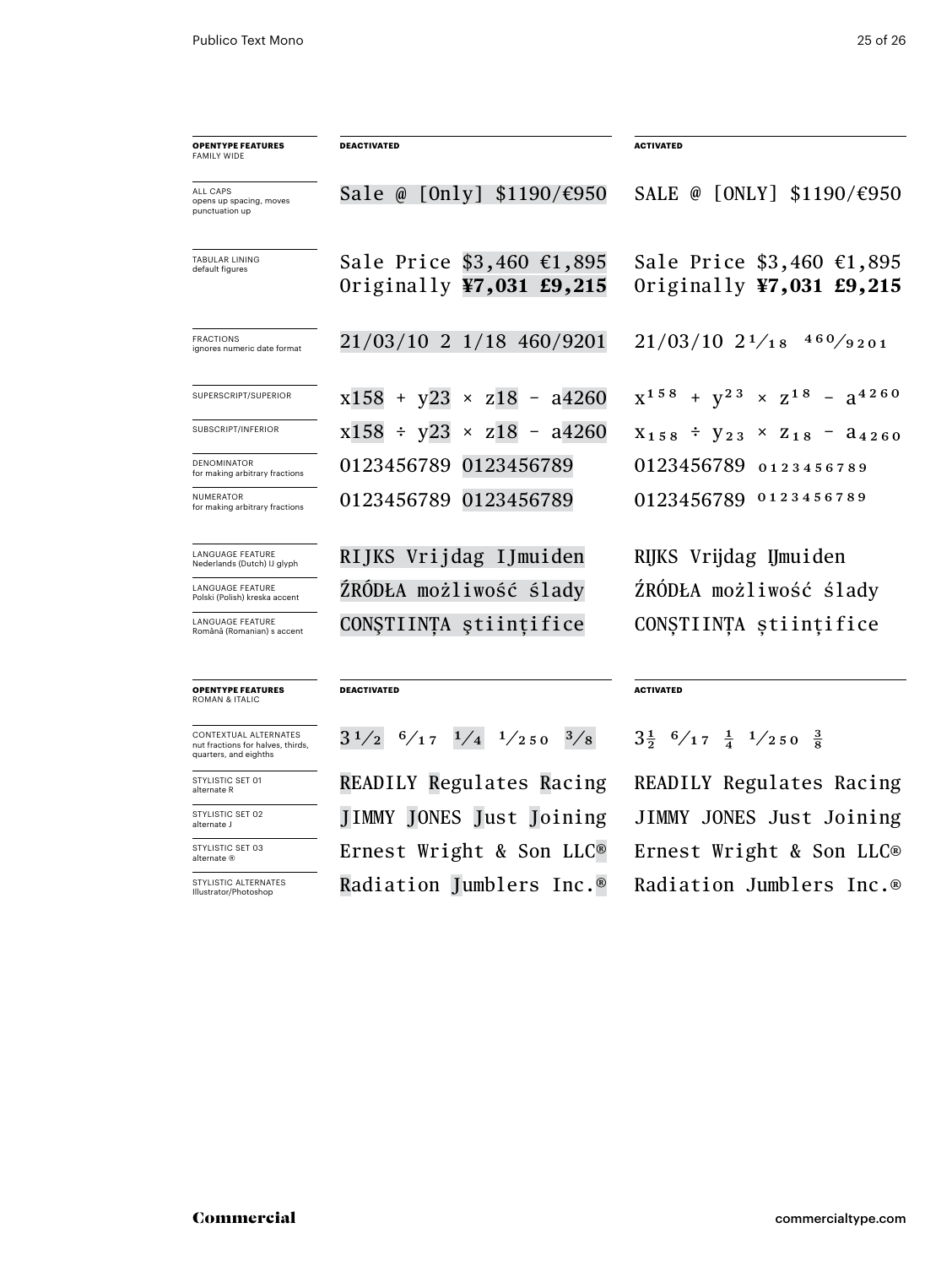| **OPENTYPE FEATURES** FAMILY WIDE | **DEACTIVATED** | **ACTIVATED** |
|---|---|---|
| ALL CAPS opens up spacing, moves punctuation up | Sale @ [Only] $1190/€950 | SALE @ [ONLY] $1190/€950 |
| TABULAR LINING default figures | Sale Price $3,460 €1,895 Originally **¥7,031 £9,215** | Sale Price $3,460 €1,895 Originally **¥7,031 £9,215** |
| FRACTIONS ignores numeric date format | 21/03/10 2 1/18 460/9201 | 21/03/10 2¹⁄₁₈ ⁴⁶⁰⁄₉₂₀₁ |
| SUPERSCRIPT/SUPERIOR | x158 + y23 × z18 – a4260 | $x^{158} + y^{23} \times z^{18} - a^{4260}$ |
| SUBSCRIPT/INFERIOR | x158 ÷ y23 × z18 – a4260 | $x_{158} \div y_{23} \times z_{18} - a_{4260}$ |
| DENOMINATOR for making arbitrary fractions | 0123456789 0123456789 | 0123456789 $_{0123456789}$ |
| NUMERATOR for making arbitrary fractions | 0123456789 0123456789 | 0123456789 $^{0123456789}$ |
| LANGUAGE FEATURE Nederlands (Dutch) IJ glyph | RIJKS Vrijdag IJmuiden | RĲKS Vrijdag Ĳmuiden |
| LANGUAGE FEATURE Polski (Polish) kreska accent | ŹRÓDŁA możliwość ślady | ŹRÓDŁA możliwość ślady |
| LANGUAGE FEATURE Română (Romanian) s accent | CONŞTIINŢA ştiinţifice | CONȘTIINȚA științifice |

| **OPENTYPE FEATURES** ROMAN & ITALIC | **DEACTIVATED** | **ACTIVATED** |
|---|---|---|
| CONTEXTUAL ALTERNATES nut fractions for halves, thirds, quarters, and eighths | 3¹⁄₂ ⁶⁄₁₇ ¹⁄₄ ¹⁄₂₅₀ ³⁄₈ | 3½ ⁶⁄₁₇ ¼ ¹⁄₂₅₀ ⅜ |
| STYLISTIC SET 01 alternate R | READILY Regulates Racing | READILY Regulates Racing |
| STYLISTIC SET 02 alternate J | JIMMY JONES Just Joining | JIMMY JONES Just Joining |
| STYLISTIC SET 03 alternate ® | Ernest Wright & Son LLC® | Ernest Wright & Son LLC® |
| STYLISTIC ALTERNATES Illustrator/Photoshop | Radiation Jumblers Inc.® | Radiation Jumblers Inc.® |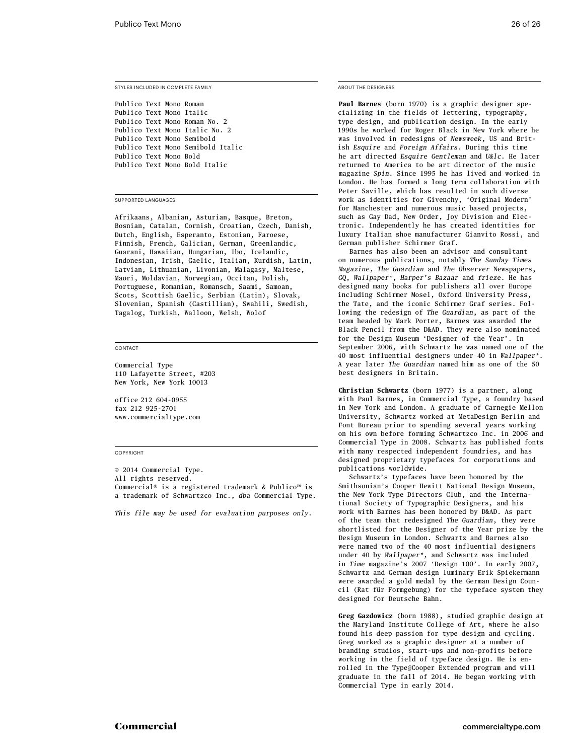## STYLES INCLUDED IN COMPLETE FAMILY

Publico Text Mono Roman
Publico Text Mono Italic
Publico Text Mono Roman No. 2
Publico Text Mono Italic No. 2
Publico Text Mono Semibold
Publico Text Mono Semibold Italic
Publico Text Mono Bold
Publico Text Mono Bold Italic

## SUPPORTED LANGUAGES

Afrikaans, Albanian, Asturian, Basque, Breton, Bosnian, Catalan, Cornish, Croatian, Czech, Danish, Dutch, English, Esperanto, Estonian, Faroese, Finnish, French, Galician, German, Greenlandic, Guarani, Hawaiian, Hungarian, Ibo, Icelandic, Indonesian, Irish, Gaelic, Italian, Kurdish, Latin, Latvian, Lithuanian, Livonian, Malagasy, Maltese, Maori, Moldavian, Norwegian, Occitan, Polish, Portuguese, Romanian, Romansch, Saami, Samoan, Scots, Scottish Gaelic, Serbian (Latin), Slovak, Slovenian, Spanish (Castillian), Swahili, Swedish, Tagalog, Turkish, Walloon, Welsh, Wolof

## CONTACT

Commercial Type
110 Lafayette Street, #203
New York, New York 10013

office 212 604-0955
fax 212 925-2701
www.commercialtype.com

## COPYRIGHT

© 2014 Commercial Type.
All rights reserved.
Commercial® is a registered trademark & Publico™ is a trademark of Schwartzco Inc., *dba* Commercial Type.

*This file may be used for evaluation purposes only.*

## ABOUT THE DESIGNERS

**Paul Barnes** (born 1970) is a graphic designer specializing in the fields of lettering, typography, type design, and publication design. In the early 1990s he worked for Roger Black in New York where he was involved in redesigns of *Newsweek*, US and British *Esquire* and *Foreign Affairs*. During this time he art directed *Esquire Gentleman* and *U&lc*. He later returned to America to be art director of the music magazine *Spin*. Since 1995 he has lived and worked in London. He has formed a long term collaboration with Peter Saville, which has resulted in such diverse work as identities for Givenchy, 'Original Modern' for Manchester and numerous music based projects, such as Gay Dad, New Order, Joy Division and Electronic. Independently he has created identities for luxury Italian shoe manufacturer Gianvito Rossi, and German publisher Schirmer Graf.

Barnes has also been an advisor and consultant on numerous publications, notably *The Sunday Times Magazine*, *The Guardian* and *The Observer* Newspapers, *GQ*, *Wallpaper**, *Harper's Bazaar* and *frieze*. He has designed many books for publishers all over Europe including Schirmer Mosel, Oxford University Press, the Tate, and the iconic Schirmer Graf series. Following the redesign of *The Guardian*, as part of the team headed by Mark Porter, Barnes was awarded the Black Pencil from the D&AD. They were also nominated for the Design Museum 'Designer of the Year'. In September 2006, with Schwartz he was named one of the 40 most influential designers under 40 in *Wallpaper**. A year later *The Guardian* named him as one of the 50 best designers in Britain.

**Christian Schwartz** (born 1977) is a partner, along with Paul Barnes, in Commercial Type, a foundry based in New York and London. A graduate of Carnegie Mellon University, Schwartz worked at MetaDesign Berlin and Font Bureau prior to spending several years working on his own before forming Schwartzco Inc. in 2006 and Commercial Type in 2008. Schwartz has published fonts with many respected independent foundries, and has designed proprietary typefaces for corporations and publications worldwide.

Schwartz's typefaces have been honored by the Smithsonian's Cooper Hewitt National Design Museum, the New York Type Directors Club, and the International Society of Typographic Designers, and his work with Barnes has been honored by D&AD. As part of the team that redesigned *The Guardian*, they were shortlisted for the Designer of the Year prize by the Design Museum in London. Schwartz and Barnes also were named two of the 40 most influential designers under 40 by *Wallpaper**, and Schwartz was included in *Time* magazine's 2007 'Design 100'. In early 2007, Schwartz and German design luminary Erik Spiekermann were awarded a gold medal by the German Design Council (Rat für Formgebung) for the typeface system they designed for Deutsche Bahn.

**Greg Gazdowicz** (born 1988), studied graphic design at the Maryland Institute College of Art, where he also found his deep passion for type design and cycling. Greg worked as a graphic designer at a number of branding studios, start-ups and non-profits before working in the field of typeface design. He is enrolled in the Type@Cooper Extended program and will graduate in the fall of 2014. He began working with Commercial Type in early 2014.